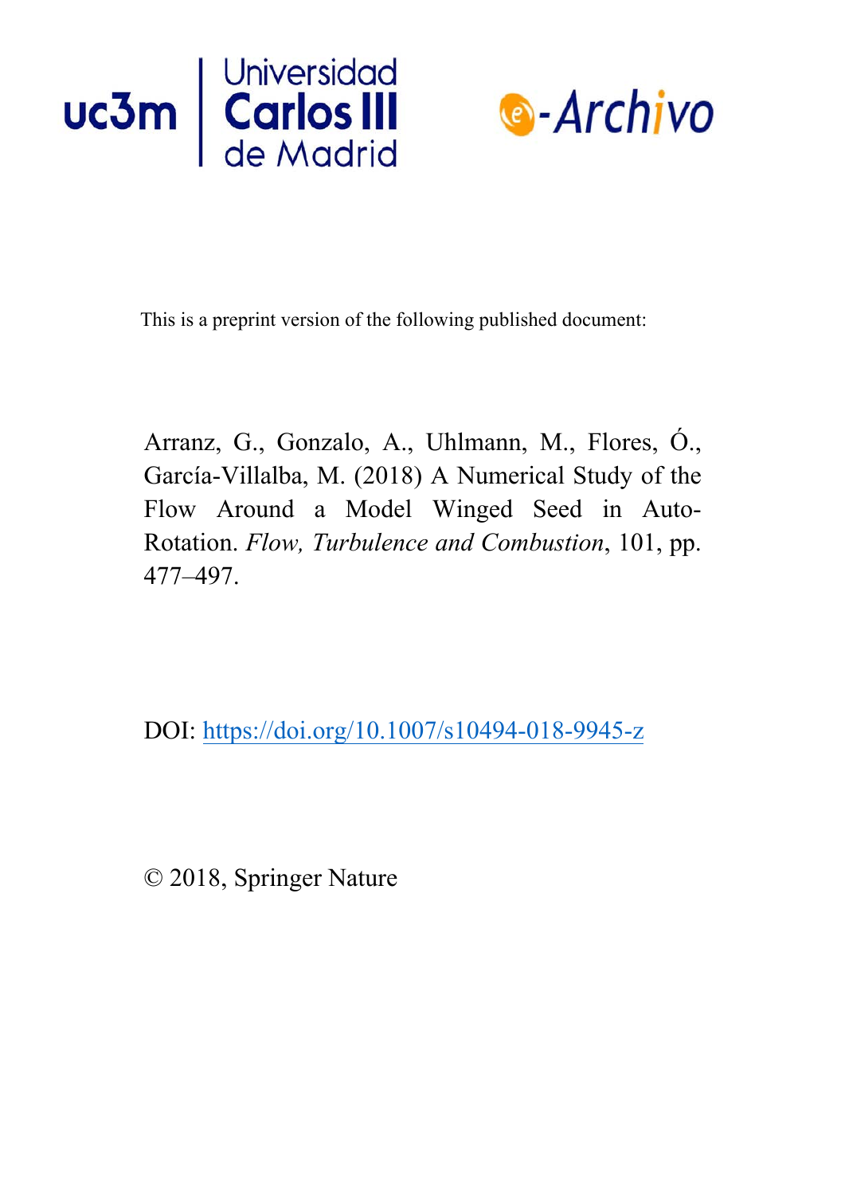uc3m | Universidad Carlos III de Madrid

e-Archivo

This is a preprint version of the following published document:

Arranz, G., Gonzalo, A., Uhlmann, M., Flores, Ó., García-Villalba, M. (2018) A Numerical Study of the Flow Around a Model Winged Seed in Auto-Rotation. *Flow, Turbulence and Combustion*, 101, pp. 477–497.

DOI: [https://doi.org/10.1007/s10494-018-9945-z](https://doi.org/10.1007/s10494-018-9945-z)

© 2018, Springer Nature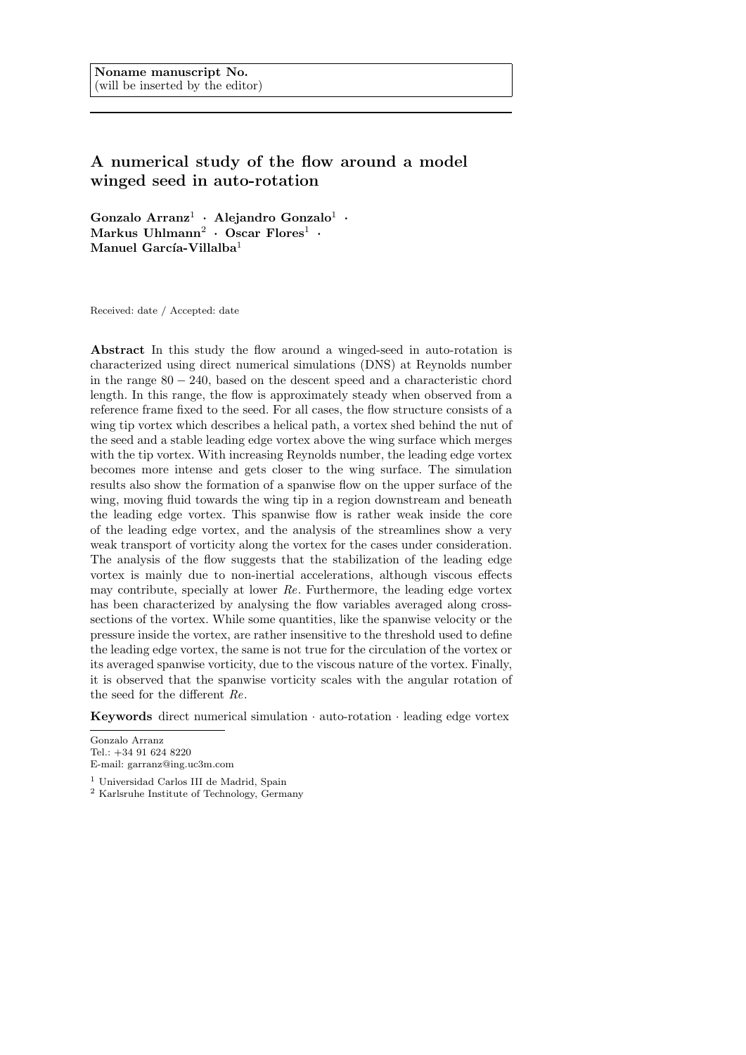Noname manuscript No.
(will be inserted by the editor)

# A numerical study of the flow around a model winged seed in auto-rotation

**Gonzalo Arranz**[1] · **Alejandro Gonzalo**[1] · **Markus Uhlmann**[2] · **Oscar Flores**[1] · **Manuel García-Villalba**[1]

Received: date / Accepted: date

**Abstract** In this study the flow around a winged-seed in auto-rotation is characterized using direct numerical simulations (DNS) at Reynolds number in the range $80-240$, based on the descent speed and a characteristic chord length. In this range, the flow is approximately steady when observed from a reference frame fixed to the seed. For all cases, the flow structure consists of a wing tip vortex which describes a helical path, a vortex shed behind the nut of the seed and a stable leading edge vortex above the wing surface which merges with the tip vortex. With increasing Reynolds number, the leading edge vortex becomes more intense and gets closer to the wing surface. The simulation results also show the formation of a spanwise flow on the upper surface of the wing, moving fluid towards the wing tip in a region downstream and beneath the leading edge vortex. This spanwise flow is rather weak inside the core of the leading edge vortex, and the analysis of the streamlines show a very weak transport of vorticity along the vortex for the cases under consideration. The analysis of the flow suggests that the stabilization of the leading edge vortex is mainly due to non-inertial accelerations, although viscous effects may contribute, specially at lower $Re$. Furthermore, the leading edge vortex has been characterized by analysing the flow variables averaged along cross-sections of the vortex. While some quantities, like the spanwise velocity or the pressure inside the vortex, are rather insensitive to the threshold used to define the leading edge vortex, the same is not true for the circulation of the vortex or its averaged spanwise vorticity, due to the viscous nature of the vortex. Finally, it is observed that the spanwise vorticity scales with the angular rotation of the seed for the different $Re$.

**Keywords** direct numerical simulation · auto-rotation · leading edge vortex

Gonzalo Arranz
Tel.: +34 91 624 8220
E-mail: garranz@ing.uc3m.com

[1] Universidad Carlos III de Madrid, Spain
[2] Karlsruhe Institute of Technology, Germany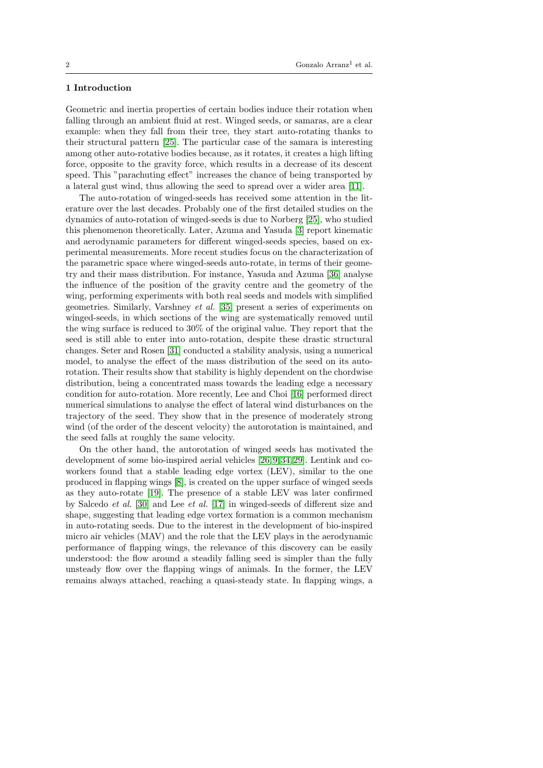## 1 Introduction

Geometric and inertia properties of certain bodies induce their rotation when falling through an ambient fluid at rest. Winged seeds, or samaras, are a clear example: when they fall from their tree, they start auto-rotating thanks to their structural pattern [25]. The particular case of the samara is interesting among other auto-rotative bodies because, as it rotates, it creates a high lifting force, opposite to the gravity force, which results in a decrease of its descent speed. This "parachuting effect" increases the chance of being transported by a lateral gust wind, thus allowing the seed to spread over a wider area [11].

The auto-rotation of winged-seeds has received some attention in the literature over the last decades. Probably one of the first detailed studies on the dynamics of auto-rotation of winged-seeds is due to Norberg [25], who studied this phenomenon theoretically. Later, Azuma and Yasuda [3] report kinematic and aerodynamic parameters for different winged-seeds species, based on experimental measurements. More recent studies focus on the characterization of the parametric space where winged-seeds auto-rotate, in terms of their geometry and their mass distribution. For instance, Yasuda and Azuma [36] analyse the influence of the position of the gravity centre and the geometry of the wing, performing experiments with both real seeds and models with simplified geometries. Similarly, Varshney *et al.* [35] present a series of experiments on winged-seeds, in which sections of the wing are systematically removed until the wing surface is reduced to 30% of the original value. They report that the seed is still able to enter into auto-rotation, despite these drastic structural changes. Seter and Rosen [31] conducted a stability analysis, using a numerical model, to analyse the effect of the mass distribution of the seed on its auto-rotation. Their results show that stability is highly dependent on the chordwise distribution, being a concentrated mass towards the leading edge a necessary condition for auto-rotation. More recently, Lee and Choi [16] performed direct numerical simulations to analyse the effect of lateral wind disturbances on the trajectory of the seed. They show that in the presence of moderately strong wind (of the order of the descent velocity) the autorotation is maintained, and the seed falls at roughly the same velocity.

On the other hand, the autorotation of winged seeds has motivated the development of some bio-inspired aerial vehicles [26,9,34,29]. Lentink and co-workers found that a stable leading edge vortex (LEV), similar to the one produced in flapping wings [8], is created on the upper surface of winged seeds as they auto-rotate [19]. The presence of a stable LEV was later confirmed by Salcedo *et al.* [30] and Lee *et al.* [17] in winged-seeds of different size and shape, suggesting that leading edge vortex formation is a common mechanism in auto-rotating seeds. Due to the interest in the development of bio-inspired micro air vehicles (MAV) and the role that the LEV plays in the aerodynamic performance of flapping wings, the relevance of this discovery can be easily understood: the flow around a steadily falling seed is simpler than the fully unsteady flow over the flapping wings of animals. In the former, the LEV remains always attached, reaching a quasi-steady state. In flapping wings, a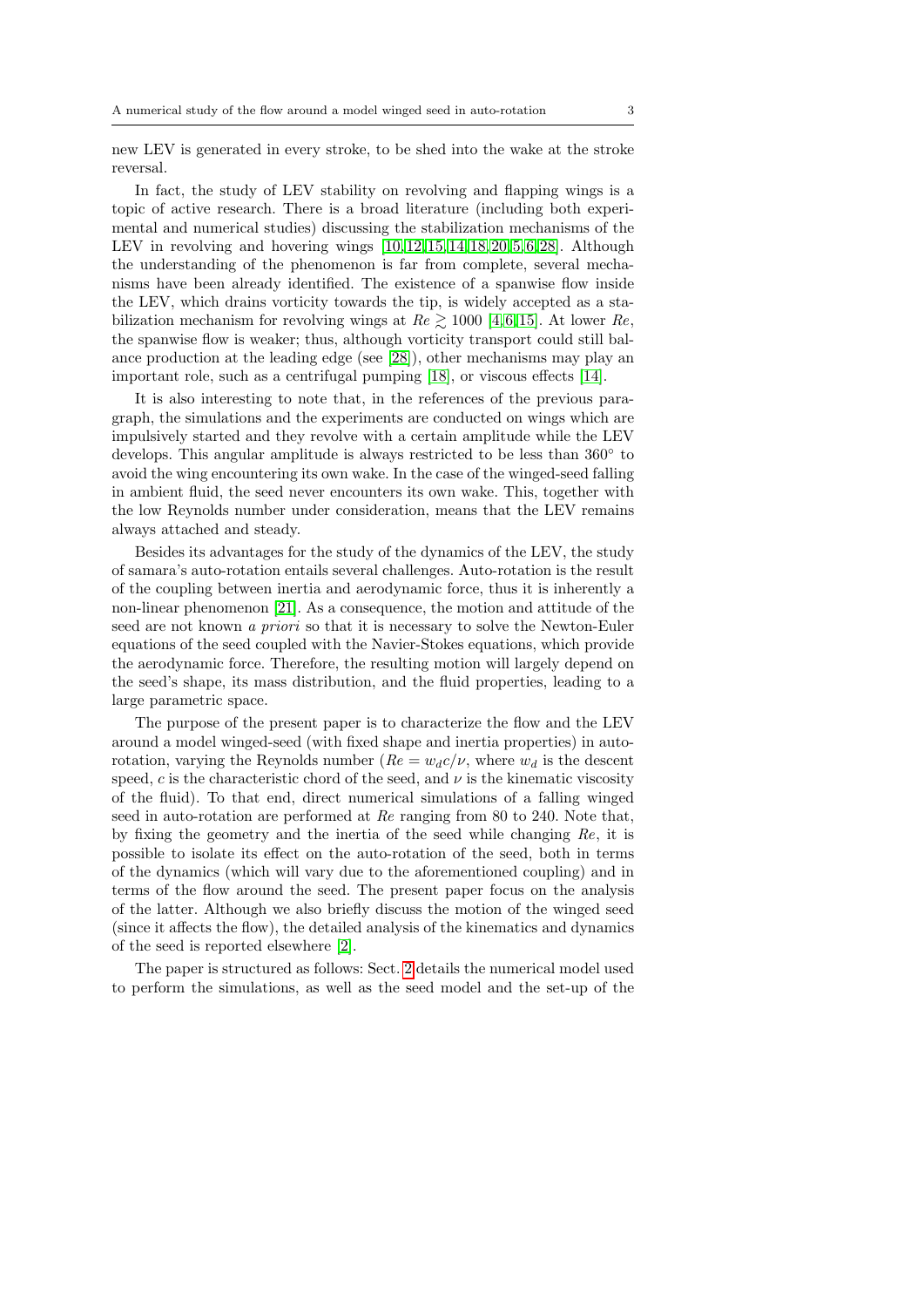new LEV is generated in every stroke, to be shed into the wake at the stroke reversal.

In fact, the study of LEV stability on revolving and flapping wings is a topic of active research. There is a broad literature (including both experimental and numerical studies) discussing the stabilization mechanisms of the LEV in revolving and hovering wings [10,12,15,14,18,20,5,6,28]. Although the understanding of the phenomenon is far from complete, several mechanisms have been already identified. The existence of a spanwise flow inside the LEV, which drains vorticity towards the tip, is widely accepted as a stabilization mechanism for revolving wings at $Re \gtrsim 1000$ [4,6,15]. At lower $Re$, the spanwise flow is weaker; thus, although vorticity transport could still balance production at the leading edge (see [28]), other mechanisms may play an important role, such as a centrifugal pumping [18], or viscous effects [14].

It is also interesting to note that, in the references of the previous paragraph, the simulations and the experiments are conducted on wings which are impulsively started and they revolve with a certain amplitude while the LEV develops. This angular amplitude is always restricted to be less than $360^\circ$ to avoid the wing encountering its own wake. In the case of the winged-seed falling in ambient fluid, the seed never encounters its own wake. This, together with the low Reynolds number under consideration, means that the LEV remains always attached and steady.

Besides its advantages for the study of the dynamics of the LEV, the study of samara's auto-rotation entails several challenges. Auto-rotation is the result of the coupling between inertia and aerodynamic force, thus it is inherently a non-linear phenomenon [21]. As a consequence, the motion and attitude of the seed are not known *a priori* so that it is necessary to solve the Newton-Euler equations of the seed coupled with the Navier-Stokes equations, which provide the aerodynamic force. Therefore, the resulting motion will largely depend on the seed's shape, its mass distribution, and the fluid properties, leading to a large parametric space.

The purpose of the present paper is to characterize the flow and the LEV around a model winged-seed (with fixed shape and inertia properties) in auto-rotation, varying the Reynolds number ($Re = w_d c/\nu$, where $w_d$ is the descent speed, $c$ is the characteristic chord of the seed, and $\nu$ is the kinematic viscosity of the fluid). To that end, direct numerical simulations of a falling winged seed in auto-rotation are performed at $Re$ ranging from 80 to 240. Note that, by fixing the geometry and the inertia of the seed while changing $Re$, it is possible to isolate its effect on the auto-rotation of the seed, both in terms of the dynamics (which will vary due to the aforementioned coupling) and in terms of the flow around the seed. The present paper focus on the analysis of the latter. Although we also briefly discuss the motion of the winged seed (since it affects the flow), the detailed analysis of the kinematics and dynamics of the seed is reported elsewhere [2].

The paper is structured as follows: Sect. 2 details the numerical model used to perform the simulations, as well as the seed model and the set-up of the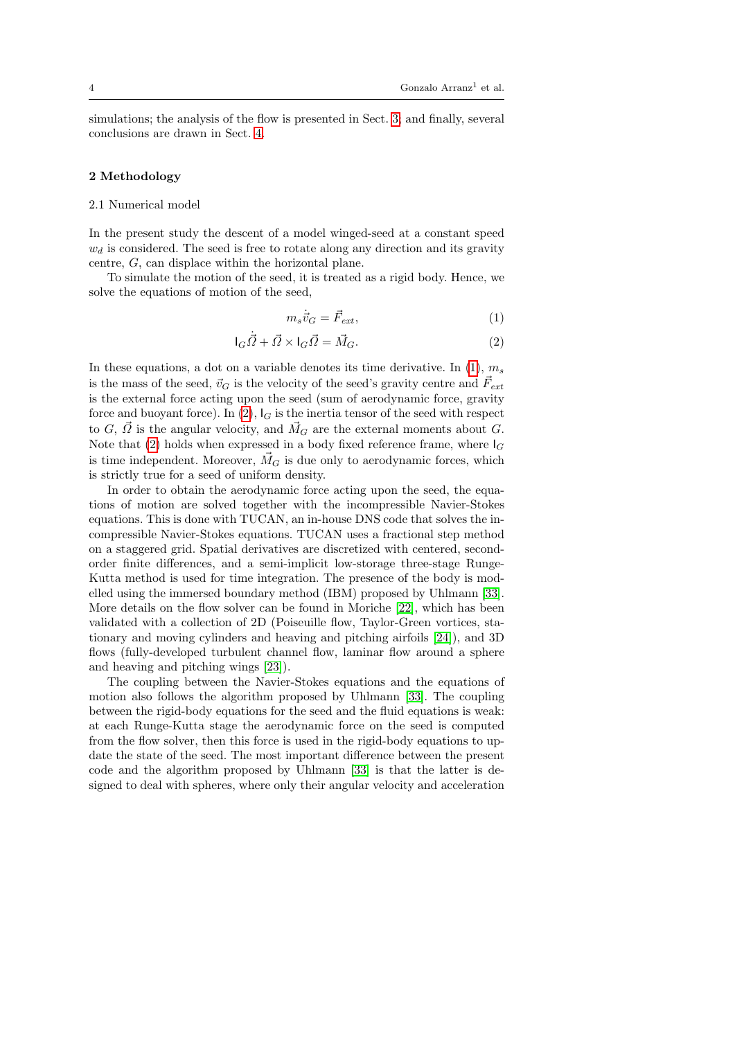simulations; the analysis of the flow is presented in Sect. 3; and finally, several conclusions are drawn in Sect. 4.

## 2 Methodology

### 2.1 Numerical model

In the present study the descent of a model winged-seed at a constant speed $w_d$ is considered. The seed is free to rotate along any direction and its gravity centre, $G$, can displace within the horizontal plane.

To simulate the motion of the seed, it is treated as a rigid body. Hence, we solve the equations of motion of the seed,

$$m_s \dot{\vec{v}}_G = \vec{F}_{ext}, \tag{1}$$

$$\mathsf{I}_G \dot{\vec{\Omega}} + \vec{\Omega} \times \mathsf{I}_G \vec{\Omega} = \vec{M}_G. \tag{2}$$

In these equations, a dot on a variable denotes its time derivative. In (1), $m_s$ is the mass of the seed, $\vec{v}_G$ is the velocity of the seed's gravity centre and $\vec{F}_{ext}$ is the external force acting upon the seed (sum of aerodynamic force, gravity force and buoyant force). In (2), $\mathsf{I}_G$ is the inertia tensor of the seed with respect to $G$, $\vec{\Omega}$ is the angular velocity, and $\vec{M}_G$ are the external moments about $G$. Note that (2) holds when expressed in a body fixed reference frame, where $\mathsf{I}_G$ is time independent. Moreover, $\vec{M}_G$ is due only to aerodynamic forces, which is strictly true for a seed of uniform density.

In order to obtain the aerodynamic force acting upon the seed, the equations of motion are solved together with the incompressible Navier-Stokes equations. This is done with TUCAN, an in-house DNS code that solves the incompressible Navier-Stokes equations. TUCAN uses a fractional step method on a staggered grid. Spatial derivatives are discretized with centered, second-order finite differences, and a semi-implicit low-storage three-stage Runge-Kutta method is used for time integration. The presence of the body is modelled using the immersed boundary method (IBM) proposed by Uhlmann [33]. More details on the flow solver can be found in Moriche [22], which has been validated with a collection of 2D (Poiseuille flow, Taylor-Green vortices, stationary and moving cylinders and heaving and pitching airfoils [24]), and 3D flows (fully-developed turbulent channel flow, laminar flow around a sphere and heaving and pitching wings [23]).

The coupling between the Navier-Stokes equations and the equations of motion also follows the algorithm proposed by Uhlmann [33]. The coupling between the rigid-body equations for the seed and the fluid equations is weak: at each Runge-Kutta stage the aerodynamic force on the seed is computed from the flow solver, then this force is used in the rigid-body equations to update the state of the seed. The most important difference between the present code and the algorithm proposed by Uhlmann [33] is that the latter is designed to deal with spheres, where only their angular velocity and acceleration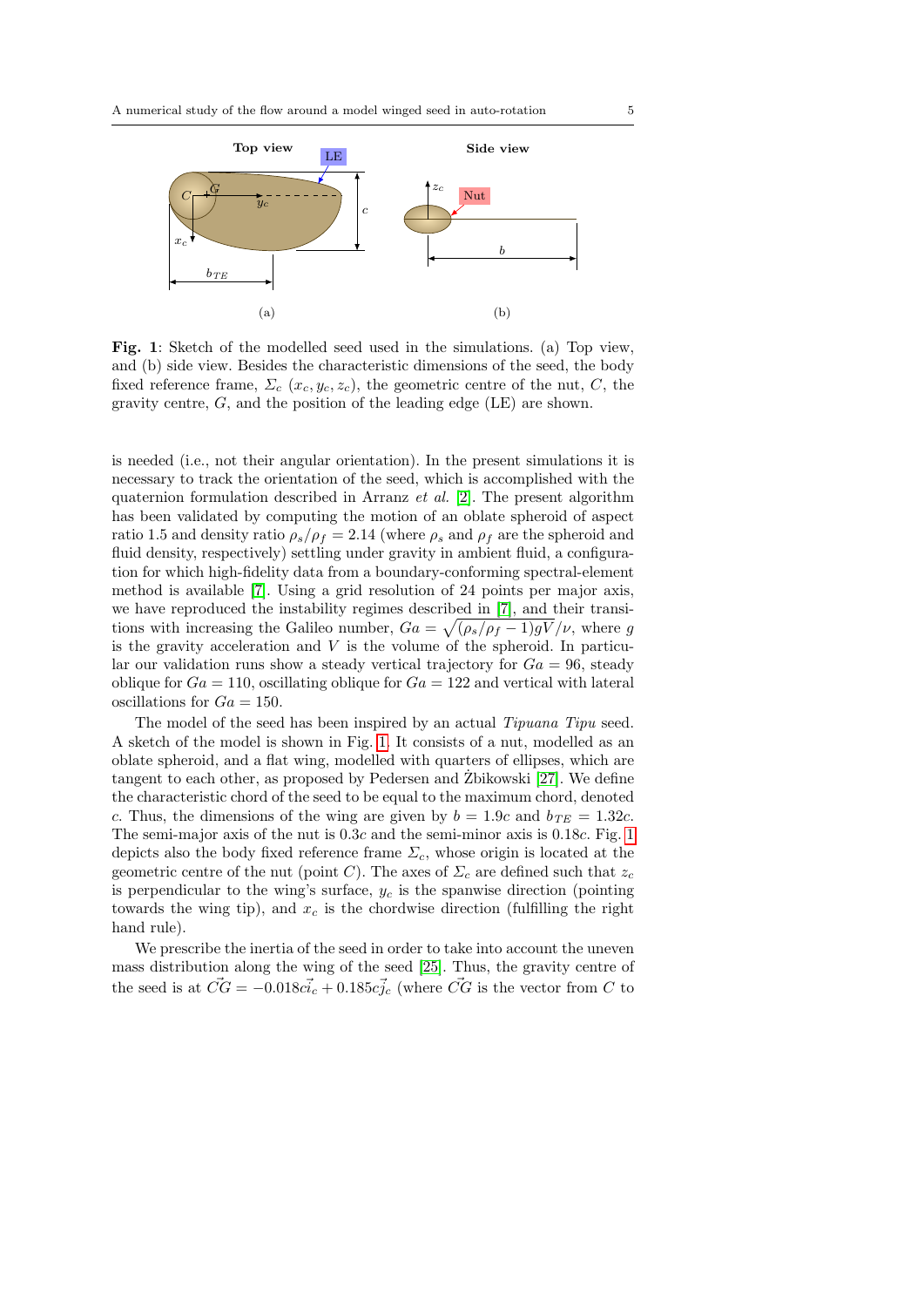**Fig. 1**: Sketch of the modelled seed used in the simulations. (a) Top view, and (b) side view. Besides the characteristic dimensions of the seed, the body fixed reference frame, $\Sigma_c$ $(x_c, y_c, z_c)$, the geometric centre of the nut, $C$, the gravity centre, $G$, and the position of the leading edge (LE) are shown.

is needed (i.e., not their angular orientation). In the present simulations it is necessary to track the orientation of the seed, which is accomplished with the quaternion formulation described in Arranz *et al.* [2]. The present algorithm has been validated by computing the motion of an oblate spheroid of aspect ratio 1.5 and density ratio $\rho_s/\rho_f = 2.14$ (where $\rho_s$ and $\rho_f$ are the spheroid and fluid density, respectively) settling under gravity in ambient fluid, a configuration for which high-fidelity data from a boundary-conforming spectral-element method is available [7]. Using a grid resolution of 24 points per major axis, we have reproduced the instability regimes described in [7], and their transitions with increasing the Galileo number, $Ga = \sqrt{(\rho_s/\rho_f - 1)gV}/\nu$, where $g$ is the gravity acceleration and $V$ is the volume of the spheroid. In particular our validation runs show a steady vertical trajectory for $Ga = 96$, steady oblique for $Ga = 110$, oscillating oblique for $Ga = 122$ and vertical with lateral oscillations for $Ga = 150$.

The model of the seed has been inspired by an actual *Tipuana Tipu* seed. A sketch of the model is shown in Fig. 1. It consists of a nut, modelled as an oblate spheroid, and a flat wing, modelled with quarters of ellipses, which are tangent to each other, as proposed by Pedersen and Żbikowski [27]. We define the characteristic chord of the seed to be equal to the maximum chord, denoted $c$. Thus, the dimensions of the wing are given by $b = 1.9c$ and $b_{TE} = 1.32c$. The semi-major axis of the nut is $0.3c$ and the semi-minor axis is $0.18c$. Fig. 1 depicts also the body fixed reference frame $\Sigma_c$, whose origin is located at the geometric centre of the nut (point $C$). The axes of $\Sigma_c$ are defined such that $z_c$ is perpendicular to the wing's surface, $y_c$ is the spanwise direction (pointing towards the wing tip), and $x_c$ is the chordwise direction (fulfilling the right hand rule).

We prescribe the inertia of the seed in order to take into account the uneven mass distribution along the wing of the seed [25]. Thus, the gravity centre of the seed is at $\vec{CG} = -0.018c\vec{i_c} + 0.185c\vec{j_c}$ (where $\vec{CG}$ is the vector from $C$ to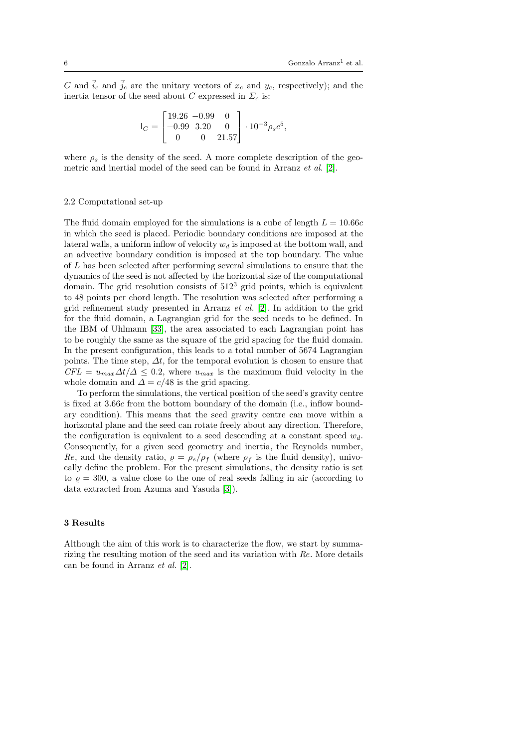$G$ and $\vec{i}_c$ and $\vec{j}_c$ are the unitary vectors of $x_c$ and $y_c$, respectively); and the inertia tensor of the seed about $C$ expressed in $\Sigma_c$ is:

$$\mathsf{I}_C = \begin{bmatrix} 19.26 & -0.99 & 0 \\ -0.99 & 3.20 & 0 \\ 0 & 0 & 21.57 \end{bmatrix} \cdot 10^{-3} \rho_s c^5,$$

where $\rho_s$ is the density of the seed. A more complete description of the geometric and inertial model of the seed can be found in Arranz *et al.* [2].

### 2.2 Computational set-up

The fluid domain employed for the simulations is a cube of length $L = 10.66c$ in which the seed is placed. Periodic boundary conditions are imposed at the lateral walls, a uniform inflow of velocity $w_d$ is imposed at the bottom wall, and an advective boundary condition is imposed at the top boundary. The value of $L$ has been selected after performing several simulations to ensure that the dynamics of the seed is not affected by the horizontal size of the computational domain. The grid resolution consists of $512^3$ grid points, which is equivalent to 48 points per chord length. The resolution was selected after performing a grid refinement study presented in Arranz *et al.* [2]. In addition to the grid for the fluid domain, a Lagrangian grid for the seed needs to be defined. In the IBM of Uhlmann [33], the area associated to each Lagrangian point has to be roughly the same as the square of the grid spacing for the fluid domain. In the present configuration, this leads to a total number of 5674 Lagrangian points. The time step, $\Delta t$, for the temporal evolution is chosen to ensure that $CFL = u_{max}\Delta t/\Delta \leq 0.2$, where $u_{max}$ is the maximum fluid velocity in the whole domain and $\Delta = c/48$ is the grid spacing.

To perform the simulations, the vertical position of the seed's gravity centre is fixed at $3.66c$ from the bottom boundary of the domain (i.e., inflow boundary condition). This means that the seed gravity centre can move within a horizontal plane and the seed can rotate freely about any direction. Therefore, the configuration is equivalent to a seed descending at a constant speed $w_d$. Consequently, for a given seed geometry and inertia, the Reynolds number, $Re$, and the density ratio, $\varrho = \rho_s/\rho_f$ (where $\rho_f$ is the fluid density), univocally define the problem. For the present simulations, the density ratio is set to $\varrho = 300$, a value close to the one of real seeds falling in air (according to data extracted from Azuma and Yasuda [3]).

## 3 Results

Although the aim of this work is to characterize the flow, we start by summarizing the resulting motion of the seed and its variation with $Re$. More details can be found in Arranz *et al.* [2].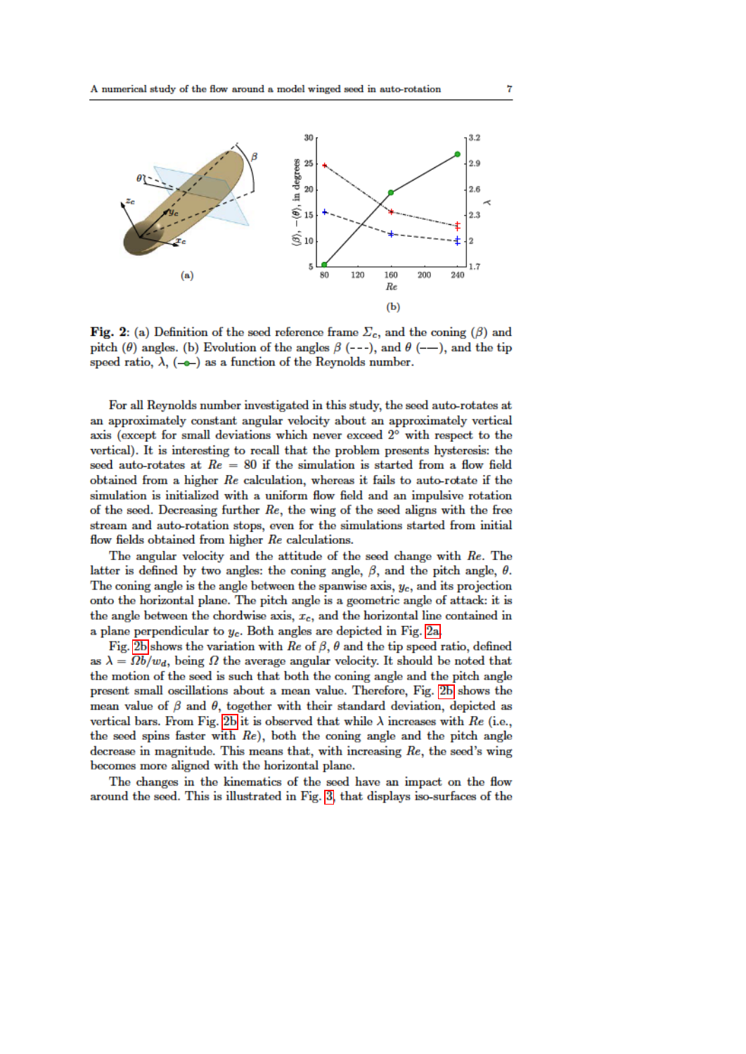(a)

(b)

Fig. 2: (a) Definition of the seed reference frame $\Sigma_c$, and the coning ($\beta$) and pitch ($\theta$) angles. (b) Evolution of the angles $\beta$ (- - -), and $\theta$ (—), and the tip speed ratio, $\lambda$, (—●—) as a function of the Reynolds number.

For all Reynolds number investigated in this study, the seed auto-rotates at an approximately constant angular velocity about an approximately vertical axis (except for small deviations which never exceed 2° with respect to the vertical). It is interesting to recall that the problem presents hysteresis: the seed auto-rotates at $Re = 80$ if the simulation is started from a flow field obtained from a higher $Re$ calculation, whereas it fails to auto-rotate if the simulation is initialized with a uniform flow field and an impulsive rotation of the seed. Decreasing further $Re$, the wing of the seed aligns with the free stream and auto-rotation stops, even for the simulations started from initial flow fields obtained from higher $Re$ calculations.

The angular velocity and the attitude of the seed change with $Re$. The latter is defined by two angles: the coning angle, $\beta$, and the pitch angle, $\theta$. The coning angle is the angle between the spanwise axis, $y_c$, and its projection onto the horizontal plane. The pitch angle is a geometric angle of attack: it is the angle between the chordwise axis, $x_c$, and the horizontal line contained in a plane perpendicular to $y_c$. Both angles are depicted in Fig. 2a.

Fig. 2b shows the variation with $Re$ of $\beta$, $\theta$ and the tip speed ratio, defined as $\lambda = \Omega b/w_d$, being $\Omega$ the average angular velocity. It should be noted that the motion of the seed is such that both the coning angle and the pitch angle present small oscillations about a mean value. Therefore, Fig. 2b shows the mean value of $\beta$ and $\theta$, together with their standard deviation, depicted as vertical bars. From Fig. 2b it is observed that while $\lambda$ increases with $Re$ (i.e., the seed spins faster with $Re$), both the coning angle and the pitch angle decrease in magnitude. This means that, with increasing $Re$, the seed's wing becomes more aligned with the horizontal plane.

The changes in the kinematics of the seed have an impact on the flow around the seed. This is illustrated in Fig. 3, that displays iso-surfaces of the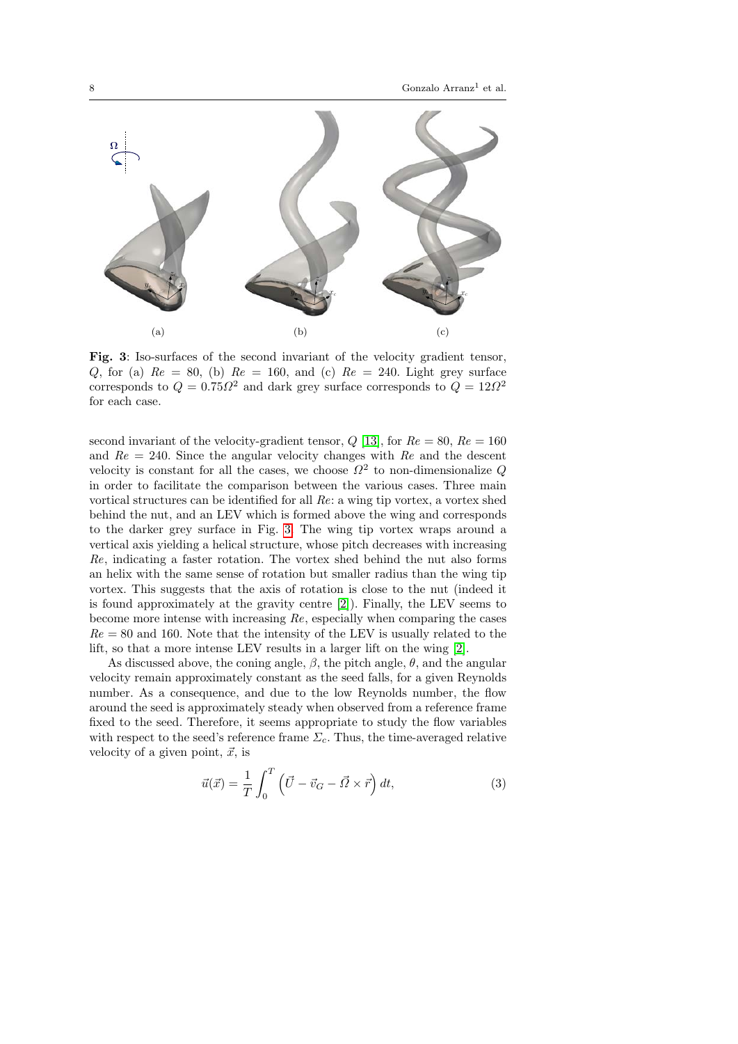(a) (b) (c)

**Fig. 3**: Iso-surfaces of the second invariant of the velocity gradient tensor, $Q$, for (a) $Re = 80$, (b) $Re = 160$, and (c) $Re = 240$. Light grey surface corresponds to $Q = 0.75\Omega^2$ and dark grey surface corresponds to $Q = 12\Omega^2$ for each case.

second invariant of the velocity-gradient tensor, $Q$ [13], for $Re = 80$, $Re = 160$ and $Re = 240$. Since the angular velocity changes with $Re$ and the descent velocity is constant for all the cases, we choose $\Omega^2$ to non-dimensionalize $Q$ in order to facilitate the comparison between the various cases. Three main vortical structures can be identified for all $Re$: a wing tip vortex, a vortex shed behind the nut, and an LEV which is formed above the wing and corresponds to the darker grey surface in Fig. 3. The wing tip vortex wraps around a vertical axis yielding a helical structure, whose pitch decreases with increasing $Re$, indicating a faster rotation. The vortex shed behind the nut also forms an helix with the same sense of rotation but smaller radius than the wing tip vortex. This suggests that the axis of rotation is close to the nut (indeed it is found approximately at the gravity centre [2]). Finally, the LEV seems to become more intense with increasing $Re$, especially when comparing the cases $Re = 80$ and 160. Note that the intensity of the LEV is usually related to the lift, so that a more intense LEV results in a larger lift on the wing [2].

As discussed above, the coning angle, $\beta$, the pitch angle, $\theta$, and the angular velocity remain approximately constant as the seed falls, for a given Reynolds number. As a consequence, and due to the low Reynolds number, the flow around the seed is approximately steady when observed from a reference frame fixed to the seed. Therefore, it seems appropriate to study the flow variables with respect to the seed's reference frame $\Sigma_c$. Thus, the time-averaged relative velocity of a given point, $\vec{x}$, is

$$\vec{u}(\vec{x}) = \frac{1}{T}\int_0^T \left(\vec{U} - \vec{v}_G - \vec{\Omega} \times \vec{r}\right) dt, \tag{3}$$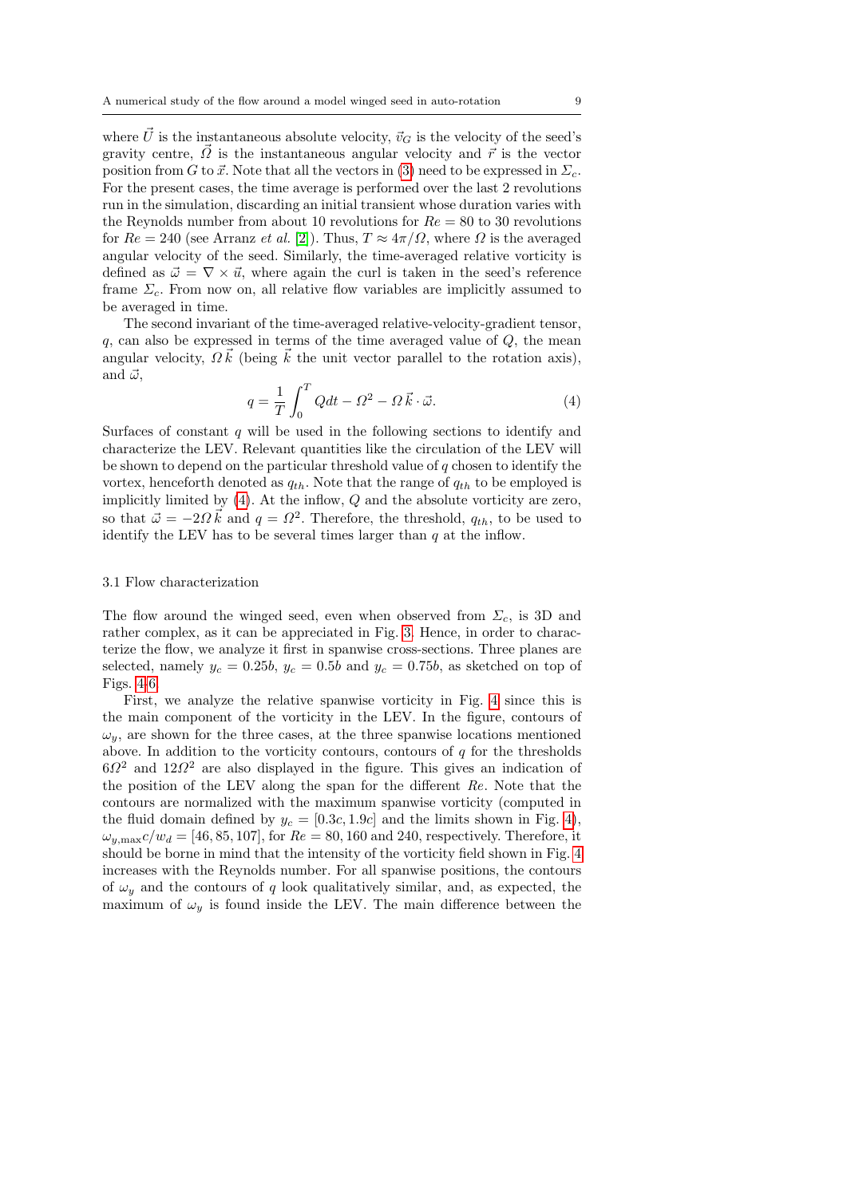where $\vec{U}$ is the instantaneous absolute velocity, $\vec{v}_G$ is the velocity of the seed's gravity centre, $\vec{\Omega}$ is the instantaneous angular velocity and $\vec{r}$ is the vector position from $G$ to $\vec{x}$. Note that all the vectors in (3) need to be expressed in $\Sigma_c$. For the present cases, the time average is performed over the last 2 revolutions run in the simulation, discarding an initial transient whose duration varies with the Reynolds number from about 10 revolutions for $Re = 80$ to 30 revolutions for $Re = 240$ (see Arranz *et al.* [2]). Thus, $T \approx 4\pi/\Omega$, where $\Omega$ is the averaged angular velocity of the seed. Similarly, the time-averaged relative vorticity is defined as $\vec{\omega} = \nabla \times \vec{u}$, where again the curl is taken in the seed's reference frame $\Sigma_c$. From now on, all relative flow variables are implicitly assumed to be averaged in time.

The second invariant of the time-averaged relative-velocity-gradient tensor, $q$, can also be expressed in terms of the time averaged value of $Q$, the mean angular velocity, $\Omega\,\vec{k}$ (being $\vec{k}$ the unit vector parallel to the rotation axis), and $\vec{\omega}$,

$$q = \frac{1}{T}\int_0^T Q dt - \Omega^2 - \Omega\,\vec{k}\cdot\vec{\omega}. \tag{4}$$

Surfaces of constant $q$ will be used in the following sections to identify and characterize the LEV. Relevant quantities like the circulation of the LEV will be shown to depend on the particular threshold value of $q$ chosen to identify the vortex, henceforth denoted as $q_{th}$. Note that the range of $q_{th}$ to be employed is implicitly limited by (4). At the inflow, $Q$ and the absolute vorticity are zero, so that $\vec{\omega} = -2\Omega\,\vec{k}$ and $q = \Omega^2$. Therefore, the threshold, $q_{th}$, to be used to identify the LEV has to be several times larger than $q$ at the inflow.

### 3.1 Flow characterization

The flow around the winged seed, even when observed from $\Sigma_c$, is 3D and rather complex, as it can be appreciated in Fig. 3. Hence, in order to characterize the flow, we analyze it first in spanwise cross-sections. Three planes are selected, namely $y_c = 0.25b$, $y_c = 0.5b$ and $y_c = 0.75b$, as sketched on top of Figs. 4-6.

First, we analyze the relative spanwise vorticity in Fig. 4 since this is the main component of the vorticity in the LEV. In the figure, contours of $\omega_y$, are shown for the three cases, at the three spanwise locations mentioned above. In addition to the vorticity contours, contours of $q$ for the thresholds $6\Omega^2$ and $12\Omega^2$ are also displayed in the figure. This gives an indication of the position of the LEV along the span for the different $Re$. Note that the contours are normalized with the maximum spanwise vorticity (computed in the fluid domain defined by $y_c = [0.3c, 1.9c]$ and the limits shown in Fig. 4), $\omega_{y,\max} c/w_d = [46, 85, 107]$, for $Re = 80, 160$ and $240$, respectively. Therefore, it should be borne in mind that the intensity of the vorticity field shown in Fig. 4 increases with the Reynolds number. For all spanwise positions, the contours of $\omega_y$ and the contours of $q$ look qualitatively similar, and, as expected, the maximum of $\omega_y$ is found inside the LEV. The main difference between the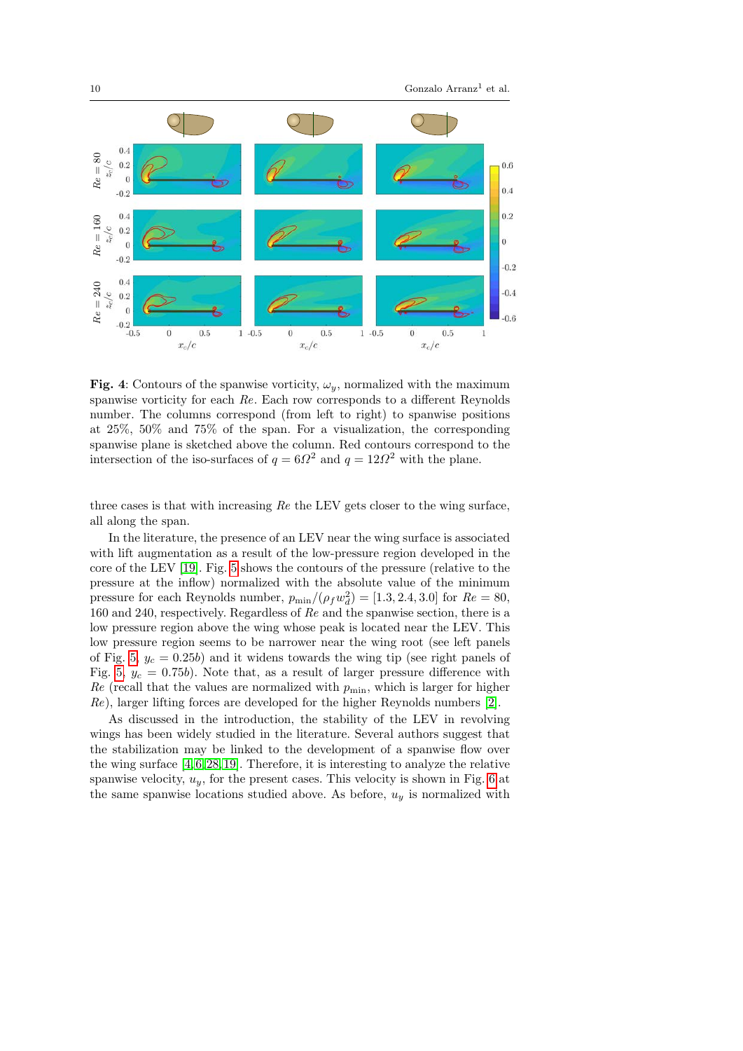**Fig. 4**: Contours of the spanwise vorticity, $\omega_y$, normalized with the maximum spanwise vorticity for each $Re$. Each row corresponds to a different Reynolds number. The columns correspond (from left to right) to spanwise positions at 25%, 50% and 75% of the span. For a visualization, the corresponding spanwise plane is sketched above the column. Red contours correspond to the intersection of the iso-surfaces of $q = 6\Omega^2$ and $q = 12\Omega^2$ with the plane.

three cases is that with increasing $Re$ the LEV gets closer to the wing surface, all along the span.

In the literature, the presence of an LEV near the wing surface is associated with lift augmentation as a result of the low-pressure region developed in the core of the LEV [19]. Fig. 5 shows the contours of the pressure (relative to the pressure at the inflow) normalized with the absolute value of the minimum pressure for each Reynolds number, $p_{\min}/(\rho_f w_d^2) = [1.3, 2.4, 3.0]$ for $Re = 80$, 160 and 240, respectively. Regardless of $Re$ and the spanwise section, there is a low pressure region above the wing whose peak is located near the LEV. This low pressure region seems to be narrower near the wing root (see left panels of Fig. 5, $y_c = 0.25b$) and it widens towards the wing tip (see right panels of Fig. 5, $y_c = 0.75b$). Note that, as a result of larger pressure difference with $Re$ (recall that the values are normalized with $p_{\min}$, which is larger for higher $Re$), larger lifting forces are developed for the higher Reynolds numbers [2].

As discussed in the introduction, the stability of the LEV in revolving wings has been widely studied in the literature. Several authors suggest that the stabilization may be linked to the development of a spanwise flow over the wing surface [4,6,28,19]. Therefore, it is interesting to analyze the relative spanwise velocity, $u_y$, for the present cases. This velocity is shown in Fig. 6 at the same spanwise locations studied above. As before, $u_y$ is normalized with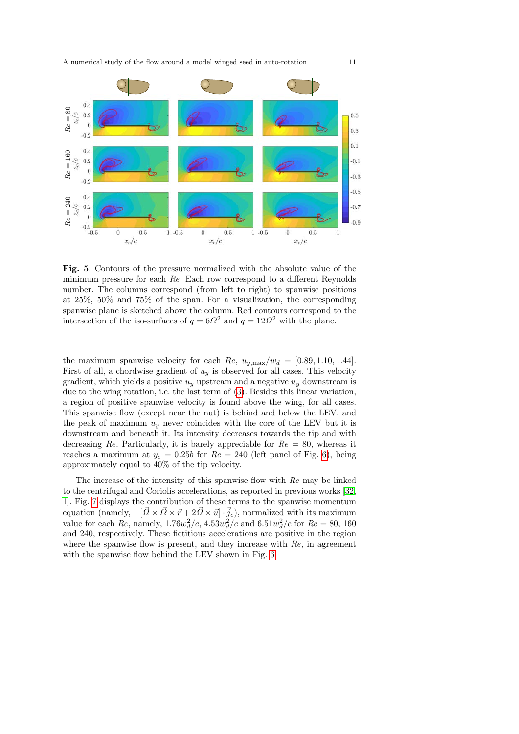**Fig. 5**: Contours of the pressure normalized with the absolute value of the minimum pressure for each $Re$. Each row correspond to a different Reynolds number. The columns correspond (from left to right) to spanwise positions at 25%, 50% and 75% of the span. For a visualization, the corresponding spanwise plane is sketched above the column. Red contours correspond to the intersection of the iso-surfaces of $q = 6\Omega^2$ and $q = 12\Omega^2$ with the plane.

the maximum spanwise velocity for each $Re$, $u_{y,\max}/w_d = [0.89, 1.10, 1.44]$. First of all, a chordwise gradient of $u_y$ is observed for all cases. This velocity gradient, which yields a positive $u_y$ upstream and a negative $u_y$ downstream is due to the wing rotation, i.e. the last term of (3). Besides this linear variation, a region of positive spanwise velocity is found above the wing, for all cases. This spanwise flow (except near the nut) is behind and below the LEV, and the peak of maximum $u_y$ never coincides with the core of the LEV but it is downstream and beneath it. Its intensity decreases towards the tip and with decreasing $Re$. Particularly, it is barely appreciable for $Re = 80$, whereas it reaches a maximum at $y_c = 0.25b$ for $Re = 240$ (left panel of Fig. 6), being approximately equal to 40% of the tip velocity.

The increase of the intensity of this spanwise flow with $Re$ may be linked to the centrifugal and Coriolis accelerations, as reported in previous works [32, 1]. Fig. 7 displays the contribution of these terms to the spanwise momentum equation (namely, $-[\vec{\Omega} \times \vec{\Omega} \times \vec{r} + 2\vec{\Omega} \times \vec{u}] \cdot \vec{j}_c$), normalized with its maximum value for each $Re$, namely, $1.76 w_d^2/c$, $4.53 w_d^2/c$ and $6.51 w_d^2/c$ for $Re = 80$, 160 and 240, respectively. These fictitious accelerations are positive in the region where the spanwise flow is present, and they increase with $Re$, in agreement with the spanwise flow behind the LEV shown in Fig. 6.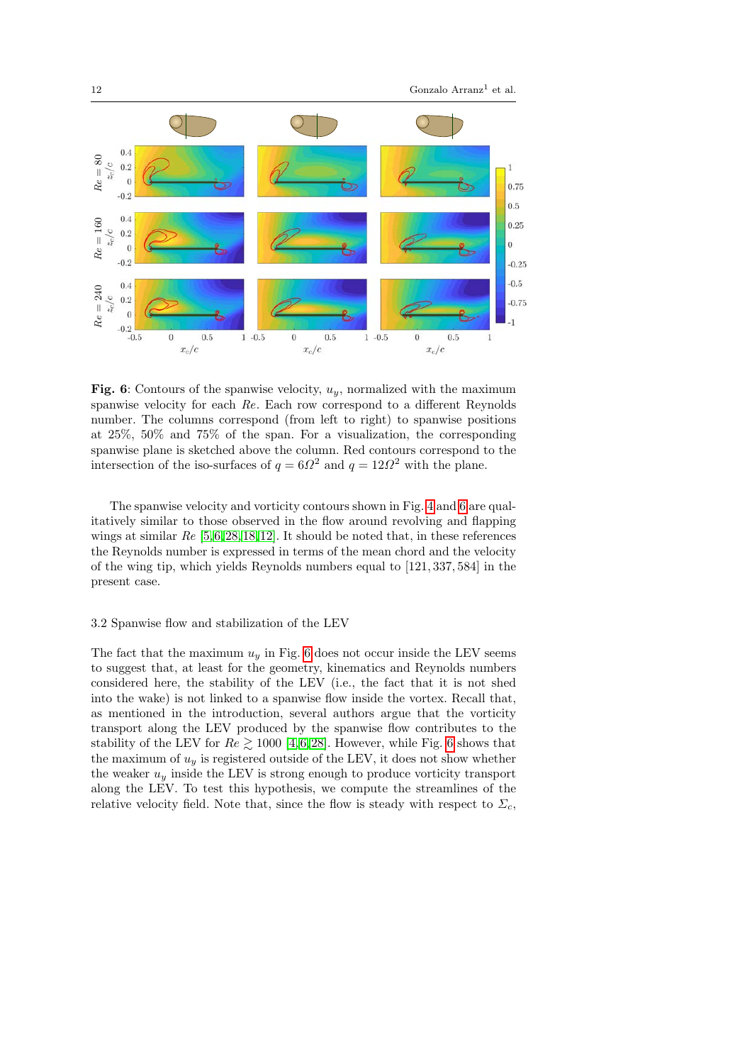**Fig. 6**: Contours of the spanwise velocity, $u_y$, normalized with the maximum spanwise velocity for each $Re$. Each row correspond to a different Reynolds number. The columns correspond (from left to right) to spanwise positions at 25%, 50% and 75% of the span. For a visualization, the corresponding spanwise plane is sketched above the column. Red contours correspond to the intersection of the iso-surfaces of $q = 6\Omega^2$ and $q = 12\Omega^2$ with the plane.

The spanwise velocity and vorticity contours shown in Fig. 4 and 6 are qualitatively similar to those observed in the flow around revolving and flapping wings at similar $Re$ [5,6,28,18,12]. It should be noted that, in these references the Reynolds number is expressed in terms of the mean chord and the velocity of the wing tip, which yields Reynolds numbers equal to $[121, 337, 584]$ in the present case.

### 3.2 Spanwise flow and stabilization of the LEV

The fact that the maximum $u_y$ in Fig. 6 does not occur inside the LEV seems to suggest that, at least for the geometry, kinematics and Reynolds numbers considered here, the stability of the LEV (i.e., the fact that it is not shed into the wake) is not linked to a spanwise flow inside the vortex. Recall that, as mentioned in the introduction, several authors argue that the vorticity transport along the LEV produced by the spanwise flow contributes to the stability of the LEV for $Re \gtrsim 1000$ [4,6,28]. However, while Fig. 6 shows that the maximum of $u_y$ is registered outside of the LEV, it does not show whether the weaker $u_y$ inside the LEV is strong enough to produce vorticity transport along the LEV. To test this hypothesis, we compute the streamlines of the relative velocity field. Note that, since the flow is steady with respect to $\Sigma_c$,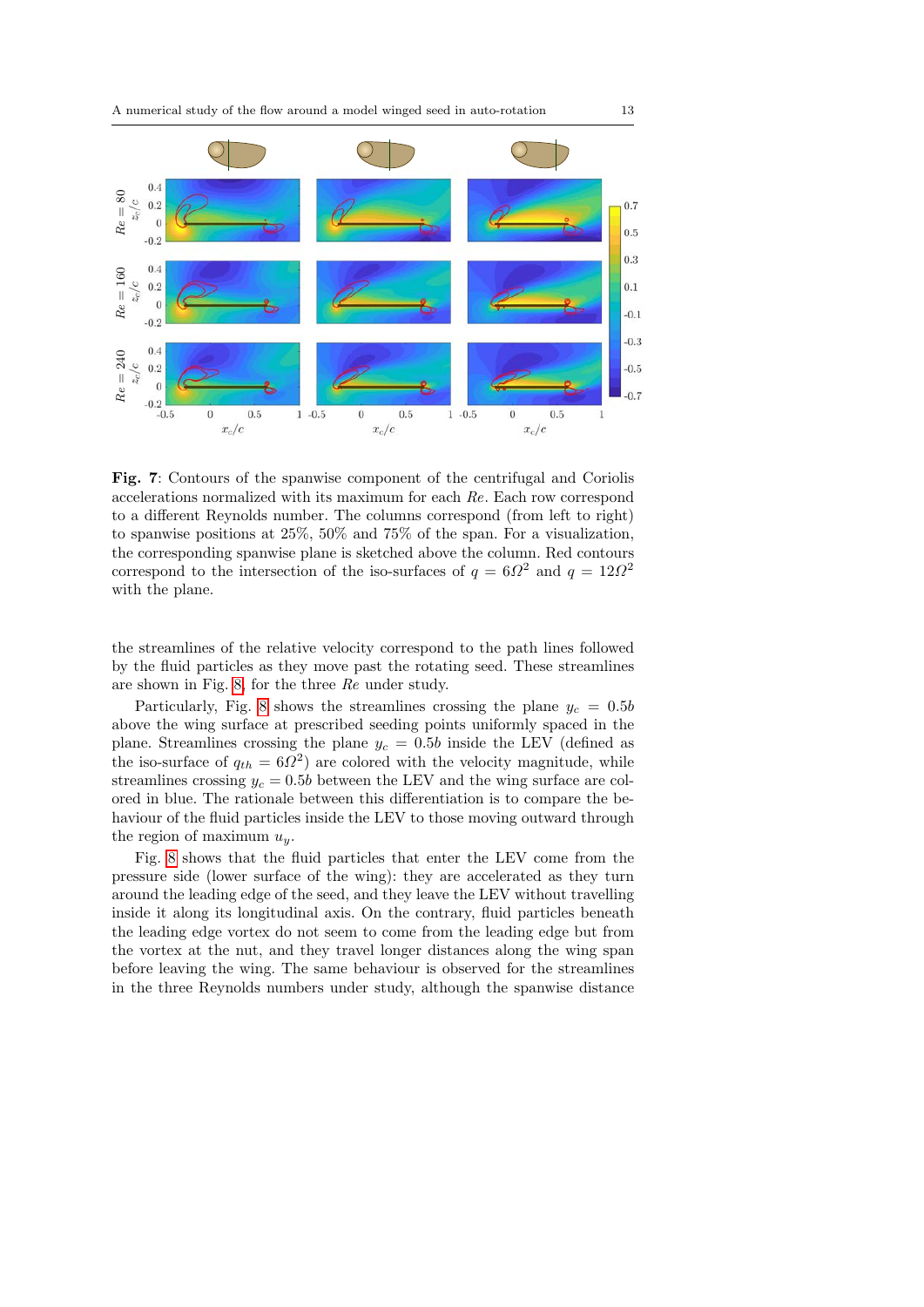**Fig. 7**: Contours of the spanwise component of the centrifugal and Coriolis accelerations normalized with its maximum for each $Re$. Each row correspond to a different Reynolds number. The columns correspond (from left to right) to spanwise positions at 25%, 50% and 75% of the span. For a visualization, the corresponding spanwise plane is sketched above the column. Red contours correspond to the intersection of the iso-surfaces of $q = 6\Omega^2$ and $q = 12\Omega^2$ with the plane.

the streamlines of the relative velocity correspond to the path lines followed by the fluid particles as they move past the rotating seed. These streamlines are shown in Fig. 8, for the three $Re$ under study.

Particularly, Fig. 8 shows the streamlines crossing the plane $y_c = 0.5b$ above the wing surface at prescribed seeding points uniformly spaced in the plane. Streamlines crossing the plane $y_c = 0.5b$ inside the LEV (defined as the iso-surface of $q_{th} = 6\Omega^2$) are colored with the velocity magnitude, while streamlines crossing $y_c = 0.5b$ between the LEV and the wing surface are colored in blue. The rationale between this differentiation is to compare the behaviour of the fluid particles inside the LEV to those moving outward through the region of maximum $u_y$.

Fig. 8 shows that the fluid particles that enter the LEV come from the pressure side (lower surface of the wing): they are accelerated as they turn around the leading edge of the seed, and they leave the LEV without travelling inside it along its longitudinal axis. On the contrary, fluid particles beneath the leading edge vortex do not seem to come from the leading edge but from the vortex at the nut, and they travel longer distances along the wing span before leaving the wing. The same behaviour is observed for the streamlines in the three Reynolds numbers under study, although the spanwise distance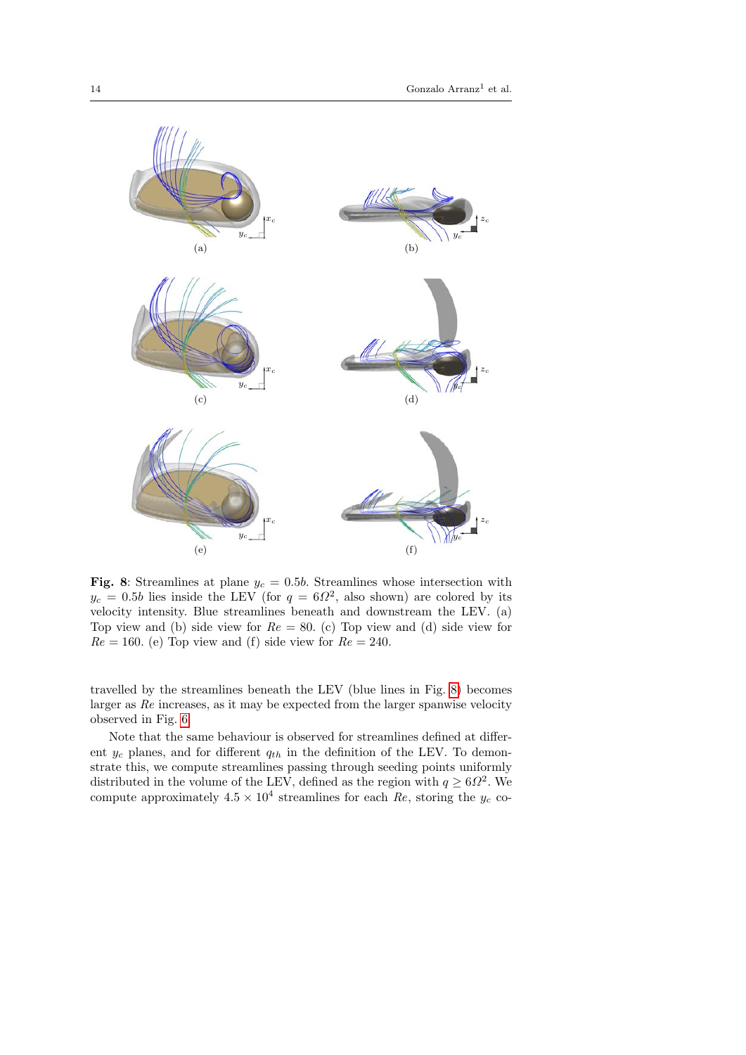**Fig. 8**: Streamlines at plane $y_c = 0.5b$. Streamlines whose intersection with $y_c = 0.5b$ lies inside the LEV (for $q = 6\Omega^2$, also shown) are colored by its velocity intensity. Blue streamlines beneath and downstream the LEV. (a) Top view and (b) side view for $Re = 80$. (c) Top view and (d) side view for $Re = 160$. (e) Top view and (f) side view for $Re = 240$.

travelled by the streamlines beneath the LEV (blue lines in Fig. 8) becomes larger as $Re$ increases, as it may be expected from the larger spanwise velocity observed in Fig. 6.

Note that the same behaviour is observed for streamlines defined at different $y_c$ planes, and for different $q_{th}$ in the definition of the LEV. To demonstrate this, we compute streamlines passing through seeding points uniformly distributed in the volume of the LEV, defined as the region with $q \geq 6\Omega^2$. We compute approximately $4.5 \times 10^4$ streamlines for each $Re$, storing the $y_c$ co-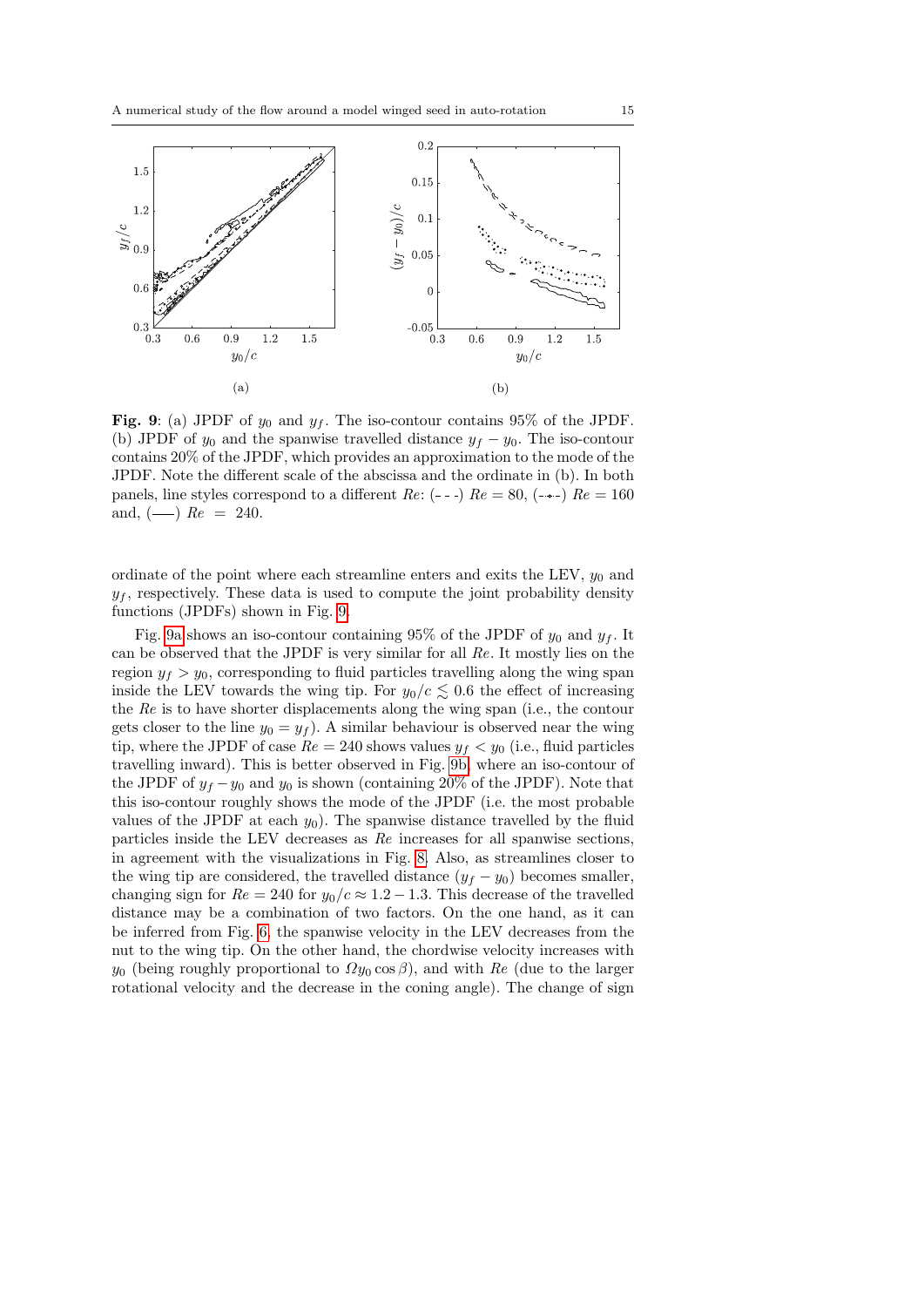**Fig. 9**: (a) JPDF of $y_0$ and $y_f$. The iso-contour contains 95% of the JPDF. (b) JPDF of $y_0$ and the spanwise travelled distance $y_f - y_0$. The iso-contour contains 20% of the JPDF, which provides an approximation to the mode of the JPDF. Note the different scale of the abscissa and the ordinate in (b). In both panels, line styles correspond to a different $Re$: (- - -) $Re = 80$, (-•-) $Re = 160$ and, (—) $Re = 240$.

ordinate of the point where each streamline enters and exits the LEV, $y_0$ and $y_f$, respectively. These data is used to compute the joint probability density functions (JPDFs) shown in Fig. 9.

Fig. 9a shows an iso-contour containing 95% of the JPDF of $y_0$ and $y_f$. It can be observed that the JPDF is very similar for all $Re$. It mostly lies on the region $y_f > y_0$, corresponding to fluid particles travelling along the wing span inside the LEV towards the wing tip. For $y_0/c \lesssim 0.6$ the effect of increasing the $Re$ is to have shorter displacements along the wing span (i.e., the contour gets closer to the line $y_0 = y_f$). A similar behaviour is observed near the wing tip, where the JPDF of case $Re = 240$ shows values $y_f < y_0$ (i.e., fluid particles travelling inward). This is better observed in Fig. 9b, where an iso-contour of the JPDF of $y_f - y_0$ and $y_0$ is shown (containing 20% of the JPDF). Note that this iso-contour roughly shows the mode of the JPDF (i.e. the most probable values of the JPDF at each $y_0$). The spanwise distance travelled by the fluid particles inside the LEV decreases as $Re$ increases for all spanwise sections, in agreement with the visualizations in Fig. 8. Also, as streamlines closer to the wing tip are considered, the travelled distance $(y_f - y_0)$ becomes smaller, changing sign for $Re = 240$ for $y_0/c \approx 1.2 - 1.3$. This decrease of the travelled distance may be a combination of two factors. On the one hand, as it can be inferred from Fig. 6, the spanwise velocity in the LEV decreases from the nut to the wing tip. On the other hand, the chordwise velocity increases with $y_0$ (being roughly proportional to $\Omega y_0 \cos\beta$), and with $Re$ (due to the larger rotational velocity and the decrease in the coning angle). The change of sign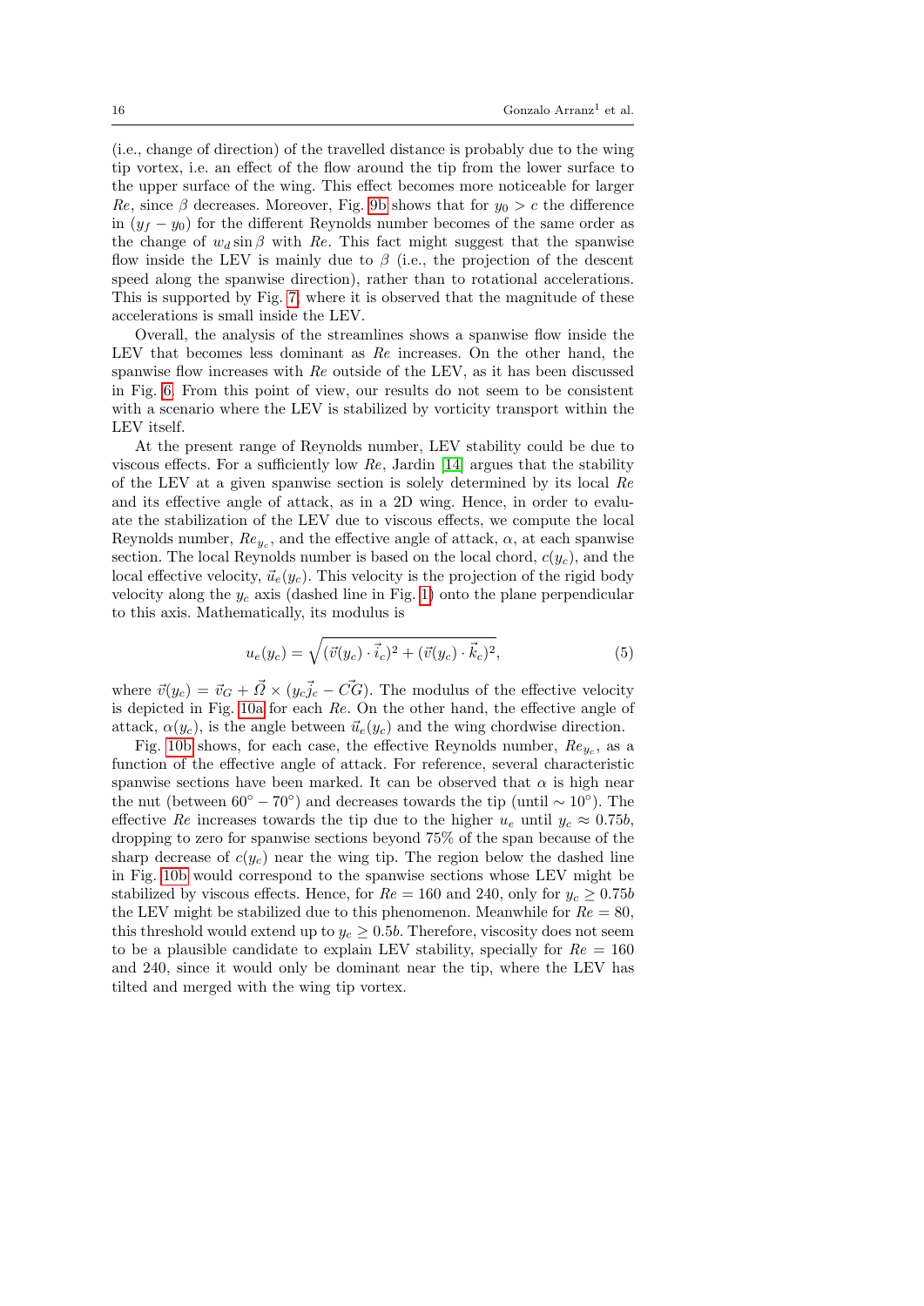(i.e., change of direction) of the travelled distance is probably due to the wing tip vortex, i.e. an effect of the flow around the tip from the lower surface to the upper surface of the wing. This effect becomes more noticeable for larger $Re$, since $\beta$ decreases. Moreover, Fig. 9b shows that for $y_0 > c$ the difference in $(y_f - y_0)$ for the different Reynolds number becomes of the same order as the change of $w_d \sin\beta$ with $Re$. This fact might suggest that the spanwise flow inside the LEV is mainly due to $\beta$ (i.e., the projection of the descent speed along the spanwise direction), rather than to rotational accelerations. This is supported by Fig. 7, where it is observed that the magnitude of these accelerations is small inside the LEV.

Overall, the analysis of the streamlines shows a spanwise flow inside the LEV that becomes less dominant as $Re$ increases. On the other hand, the spanwise flow increases with $Re$ outside of the LEV, as it has been discussed in Fig. 6. From this point of view, our results do not seem to be consistent with a scenario where the LEV is stabilized by vorticity transport within the LEV itself.

At the present range of Reynolds number, LEV stability could be due to viscous effects. For a sufficiently low $Re$, Jardin [14] argues that the stability of the LEV at a given spanwise section is solely determined by its local $Re$ and its effective angle of attack, as in a 2D wing. Hence, in order to evaluate the stabilization of the LEV due to viscous effects, we compute the local Reynolds number, $Re_{y_c}$, and the effective angle of attack, $\alpha$, at each spanwise section. The local Reynolds number is based on the local chord, $c(y_c)$, and the local effective velocity, $\vec{u}_e(y_c)$. This velocity is the projection of the rigid body velocity along the $y_c$ axis (dashed line in Fig. 1) onto the plane perpendicular to this axis. Mathematically, its modulus is

$$u_e(y_c) = \sqrt{(\vec{v}(y_c) \cdot \vec{i}_c)^2 + (\vec{v}(y_c) \cdot \vec{k}_c)^2}, \tag{5}$$

where $\vec{v}(y_c) = \vec{v}_G + \vec{\Omega} \times (y_c \vec{j}_c - \vec{CG})$. The modulus of the effective velocity is depicted in Fig. 10a for each $Re$. On the other hand, the effective angle of attack, $\alpha(y_c)$, is the angle between $\vec{u}_e(y_c)$ and the wing chordwise direction.

Fig. 10b shows, for each case, the effective Reynolds number, $Re_{y_c}$, as a function of the effective angle of attack. For reference, several characteristic spanwise sections have been marked. It can be observed that $\alpha$ is high near the nut (between $60^\circ - 70^\circ$) and decreases towards the tip (until $\sim 10^\circ$). The effective $Re$ increases towards the tip due to the higher $u_e$ until $y_c \approx 0.75b$, dropping to zero for spanwise sections beyond 75% of the span because of the sharp decrease of $c(y_c)$ near the wing tip. The region below the dashed line in Fig. 10b would correspond to the spanwise sections whose LEV might be stabilized by viscous effects. Hence, for $Re = 160$ and 240, only for $y_c \geq 0.75b$ the LEV might be stabilized due to this phenomenon. Meanwhile for $Re = 80$, this threshold would extend up to $y_c \geq 0.5b$. Therefore, viscosity does not seem to be a plausible candidate to explain LEV stability, specially for $Re = 160$ and 240, since it would only be dominant near the tip, where the LEV has tilted and merged with the wing tip vortex.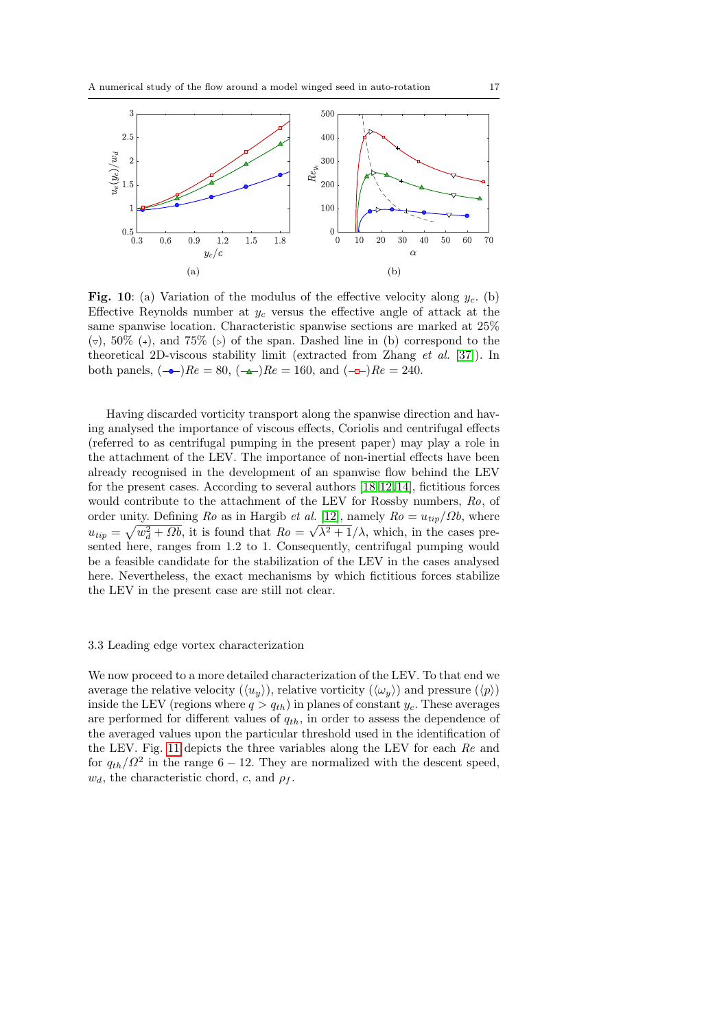**Fig. 10**: (a) Variation of the modulus of the effective velocity along $y_c$. (b) Effective Reynolds number at $y_c$ versus the effective angle of attack at the same spanwise location. Characteristic spanwise sections are marked at 25% ($\triangledown$), 50% ($+$), and 75% ($\triangleright$) of the span. Dashed line in (b) correspond to the theoretical 2D-viscous stability limit (extracted from Zhang *et al.* [37]). In both panels, ($-\bullet-$)$Re = 80$, ($-\blacktriangle-$)$Re = 160$, and ($-\square-$)$Re = 240$.

Having discarded vorticity transport along the spanwise direction and having analysed the importance of viscous effects, Coriolis and centrifugal effects (referred to as centrifugal pumping in the present paper) may play a role in the attachment of the LEV. The importance of non-inertial effects have been already recognised in the development of an spanwise flow behind the LEV for the present cases. According to several authors [18, 12, 14], fictitious forces would contribute to the attachment of the LEV for Rossby numbers, $Ro$, of order unity. Defining $Ro$ as in Hargib *et al.* [12], namely $Ro = u_{tip}/\Omega b$, where $u_{tip} = \sqrt{w_d^2 + \Omega b}$, it is found that $Ro = \sqrt{\lambda^2+1}/\lambda$, which, in the cases presented here, ranges from 1.2 to 1. Consequently, centrifugal pumping would be a feasible candidate for the stabilization of the LEV in the cases analysed here. Nevertheless, the exact mechanisms by which fictitious forces stabilize the LEV in the present case are still not clear.

### 3.3 Leading edge vortex characterization

We now proceed to a more detailed characterization of the LEV. To that end we average the relative velocity ($\langle u_y \rangle$), relative vorticity ($\langle \omega_y \rangle$) and pressure ($\langle p \rangle$) inside the LEV (regions where $q > q_{th}$) in planes of constant $y_c$. These averages are performed for different values of $q_{th}$, in order to assess the dependence of the averaged values upon the particular threshold used in the identification of the LEV. Fig. 11 depicts the three variables along the LEV for each $Re$ and for $q_{th}/\Omega^2$ in the range $6 - 12$. They are normalized with the descent speed, $w_d$, the characteristic chord, $c$, and $\rho_f$.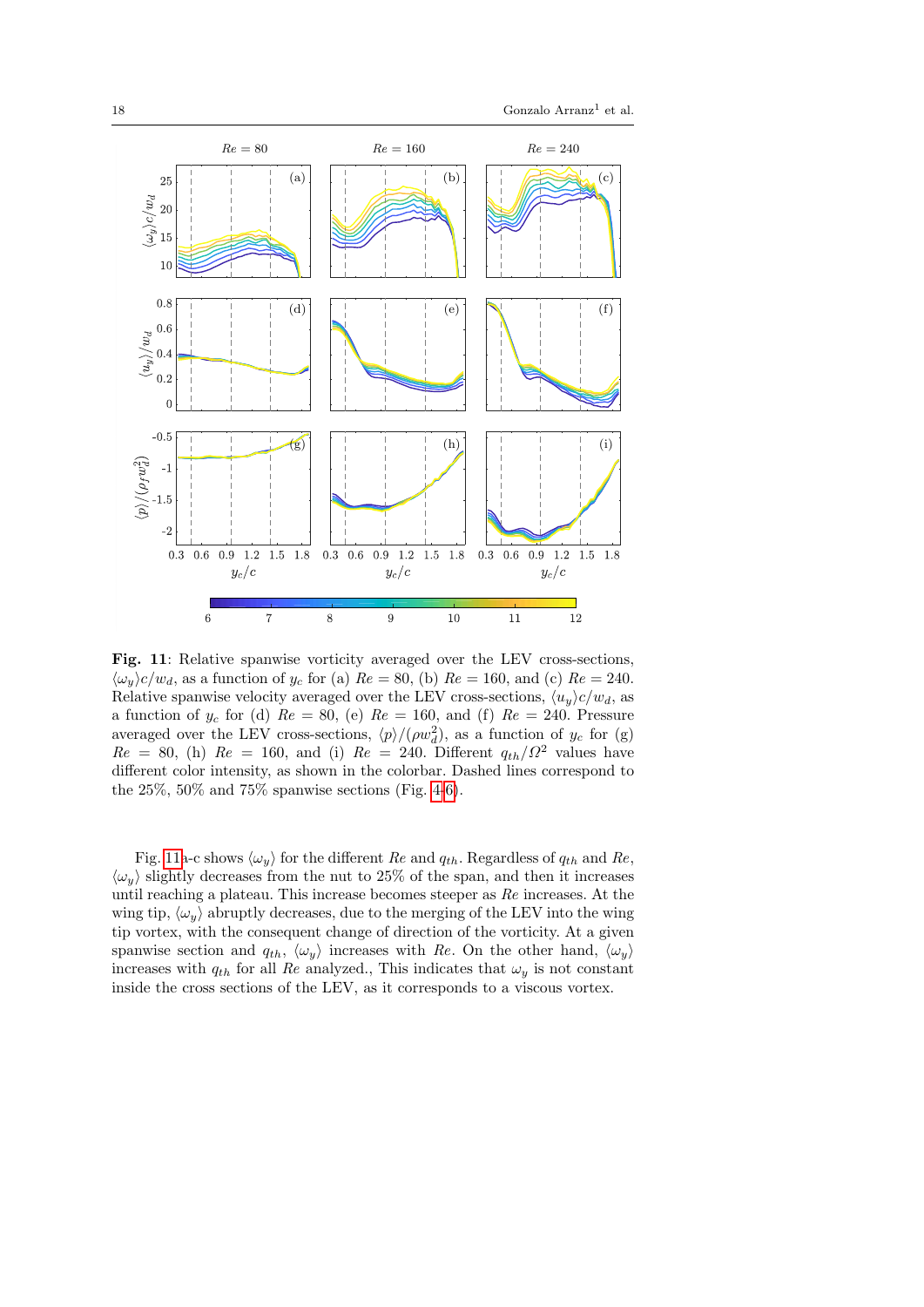**Fig. 11**: Relative spanwise vorticity averaged over the LEV cross-sections, $\langle \omega_y \rangle c/w_d$, as a function of $y_c$ for (a) $Re = 80$, (b) $Re = 160$, and (c) $Re = 240$. Relative spanwise velocity averaged over the LEV cross-sections, $\langle u_y \rangle c/w_d$, as a function of $y_c$ for (d) $Re = 80$, (e) $Re = 160$, and (f) $Re = 240$. Pressure averaged over the LEV cross-sections, $\langle p \rangle/(\rho w_d^2)$, as a function of $y_c$ for (g) $Re = 80$, (h) $Re = 160$, and (i) $Re = 240$. Different $q_{th}/\Omega^2$ values have different color intensity, as shown in the colorbar. Dashed lines correspond to the 25%, 50% and 75% spanwise sections (Fig. 4-6).

Fig. 11a-c shows $\langle \omega_y \rangle$ for the different $Re$ and $q_{th}$. Regardless of $q_{th}$ and $Re$, $\langle \omega_y \rangle$ slightly decreases from the nut to 25% of the span, and then it increases until reaching a plateau. This increase becomes steeper as $Re$ increases. At the wing tip, $\langle \omega_y \rangle$ abruptly decreases, due to the merging of the LEV into the wing tip vortex, with the consequent change of direction of the vorticity. At a given spanwise section and $q_{th}$, $\langle \omega_y \rangle$ increases with $Re$. On the other hand, $\langle \omega_y \rangle$ increases with $q_{th}$ for all $Re$ analyzed., This indicates that $\omega_y$ is not constant inside the cross sections of the LEV, as it corresponds to a viscous vortex.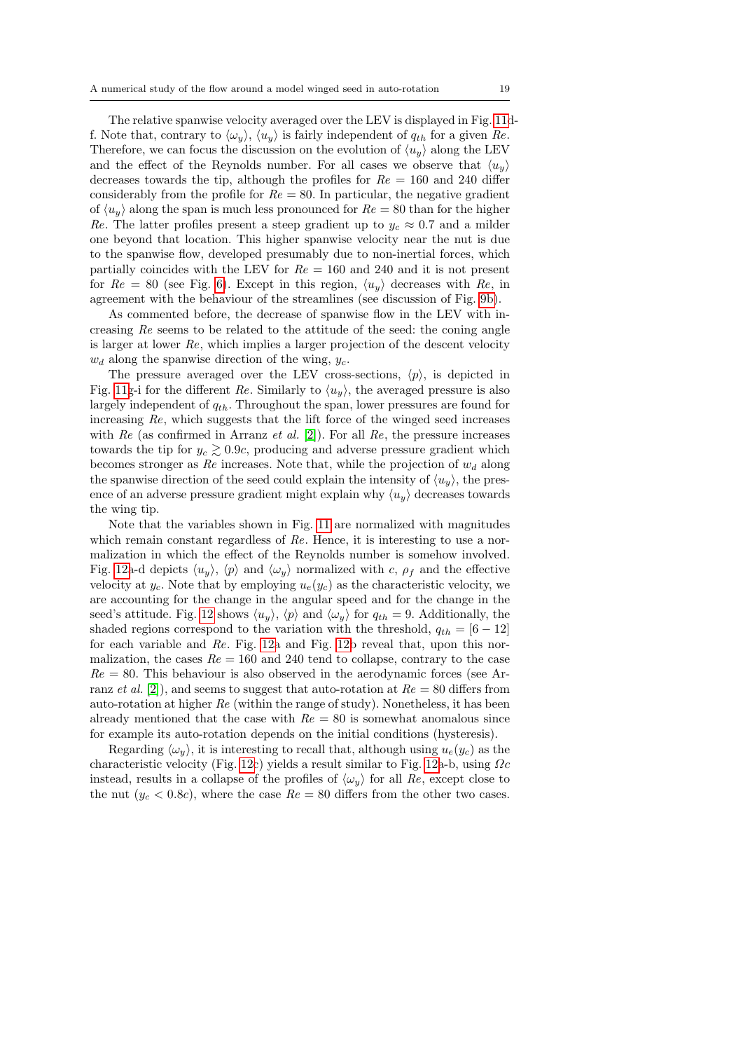The relative spanwise velocity averaged over the LEV is displayed in Fig. 11d-f. Note that, contrary to $\langle \omega_y \rangle$, $\langle u_y \rangle$ is fairly independent of $q_{th}$ for a given $Re$. Therefore, we can focus the discussion on the evolution of $\langle u_y \rangle$ along the LEV and the effect of the Reynolds number. For all cases we observe that $\langle u_y \rangle$ decreases towards the tip, although the profiles for $Re = 160$ and 240 differ considerably from the profile for $Re = 80$. In particular, the negative gradient of $\langle u_y \rangle$ along the span is much less pronounced for $Re = 80$ than for the higher $Re$. The latter profiles present a steep gradient up to $y_c \approx 0.7$ and a milder one beyond that location. This higher spanwise velocity near the nut is due to the spanwise flow, developed presumably due to non-inertial forces, which partially coincides with the LEV for $Re = 160$ and 240 and it is not present for $Re = 80$ (see Fig. 6). Except in this region, $\langle u_y \rangle$ decreases with $Re$, in agreement with the behaviour of the streamlines (see discussion of Fig. 9b).

As commented before, the decrease of spanwise flow in the LEV with increasing $Re$ seems to be related to the attitude of the seed: the coning angle is larger at lower $Re$, which implies a larger projection of the descent velocity $w_d$ along the spanwise direction of the wing, $y_c$.

The pressure averaged over the LEV cross-sections, $\langle p \rangle$, is depicted in Fig. 11g-i for the different $Re$. Similarly to $\langle u_y \rangle$, the averaged pressure is also largely independent of $q_{th}$. Throughout the span, lower pressures are found for increasing $Re$, which suggests that the lift force of the winged seed increases with $Re$ (as confirmed in Arranz *et al.* [2]). For all $Re$, the pressure increases towards the tip for $y_c \gtrsim 0.9c$, producing and adverse pressure gradient which becomes stronger as $Re$ increases. Note that, while the projection of $w_d$ along the spanwise direction of the seed could explain the intensity of $\langle u_y \rangle$, the presence of an adverse pressure gradient might explain why $\langle u_y \rangle$ decreases towards the wing tip.

Note that the variables shown in Fig. 11 are normalized with magnitudes which remain constant regardless of $Re$. Hence, it is interesting to use a normalization in which the effect of the Reynolds number is somehow involved. Fig. 12a-d depicts $\langle u_y \rangle$, $\langle p \rangle$ and $\langle \omega_y \rangle$ normalized with $c$, $\rho_f$ and the effective velocity at $y_c$. Note that by employing $u_e(y_c)$ as the characteristic velocity, we are accounting for the change in the angular speed and for the change in the seed's attitude. Fig. 12 shows $\langle u_y \rangle$, $\langle p \rangle$ and $\langle \omega_y \rangle$ for $q_{th} = 9$. Additionally, the shaded regions correspond to the variation with the threshold, $q_{th} = [6 - 12]$ for each variable and $Re$. Fig. 12a and Fig. 12b reveal that, upon this normalization, the cases $Re = 160$ and 240 tend to collapse, contrary to the case $Re = 80$. This behaviour is also observed in the aerodynamic forces (see Arranz *et al.* [2]), and seems to suggest that auto-rotation at $Re = 80$ differs from auto-rotation at higher $Re$ (within the range of study). Nonetheless, it has been already mentioned that the case with $Re = 80$ is somewhat anomalous since for example its auto-rotation depends on the initial conditions (hysteresis).

Regarding $\langle \omega_y \rangle$, it is interesting to recall that, although using $u_e(y_c)$ as the characteristic velocity (Fig. 12c) yields a result similar to Fig. 12a-b, using $\Omega c$ instead, results in a collapse of the profiles of $\langle \omega_y \rangle$ for all $Re$, except close to the nut ($y_c < 0.8c$), where the case $Re = 80$ differs from the other two cases.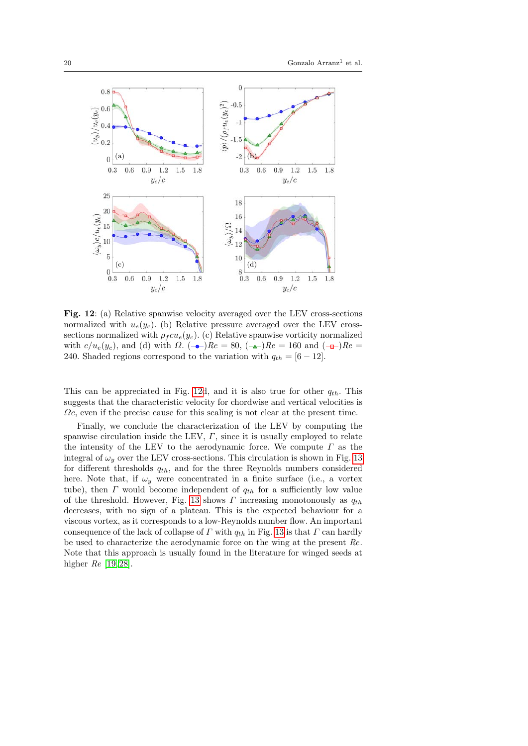**Fig. 12**: (a) Relative spanwise velocity averaged over the LEV cross-sections normalized with $u_e(y_c)$. (b) Relative pressure averaged over the LEV cross-sections normalized with $\rho_f c u_e(y_c)$. (c) Relative spanwise vorticity normalized with $c/u_e(y_c)$, and (d) with $\Omega$. (—●—) $Re = 80$, (—▲—) $Re = 160$ and (—□—) $Re = 240$. Shaded regions correspond to the variation with $q_{th} = [6 - 12]$.

This can be appreciated in Fig. 12d, and it is also true for other $q_{th}$. This suggests that the characteristic velocity for chordwise and vertical velocities is $\Omega c$, even if the precise cause for this scaling is not clear at the present time.

Finally, we conclude the characterization of the LEV by computing the spanwise circulation inside the LEV, $\Gamma$, since it is usually employed to relate the intensity of the LEV to the aerodynamic force. We compute $\Gamma$ as the integral of $\omega_y$ over the LEV cross-sections. This circulation is shown in Fig. 13 for different thresholds $q_{th}$, and for the three Reynolds numbers considered here. Note that, if $\omega_y$ were concentrated in a finite surface (i.e., a vortex tube), then $\Gamma$ would become independent of $q_{th}$ for a sufficiently low value of the threshold. However, Fig. 13 shows $\Gamma$ increasing monotonously as $q_{th}$ decreases, with no sign of a plateau. This is the expected behaviour for a viscous vortex, as it corresponds to a low-Reynolds number flow. An important consequence of the lack of collapse of $\Gamma$ with $q_{th}$ in Fig. 13 is that $\Gamma$ can hardly be used to characterize the aerodynamic force on the wing at the present $Re$. Note that this approach is usually found in the literature for winged seeds at higher $Re$ [19, 28].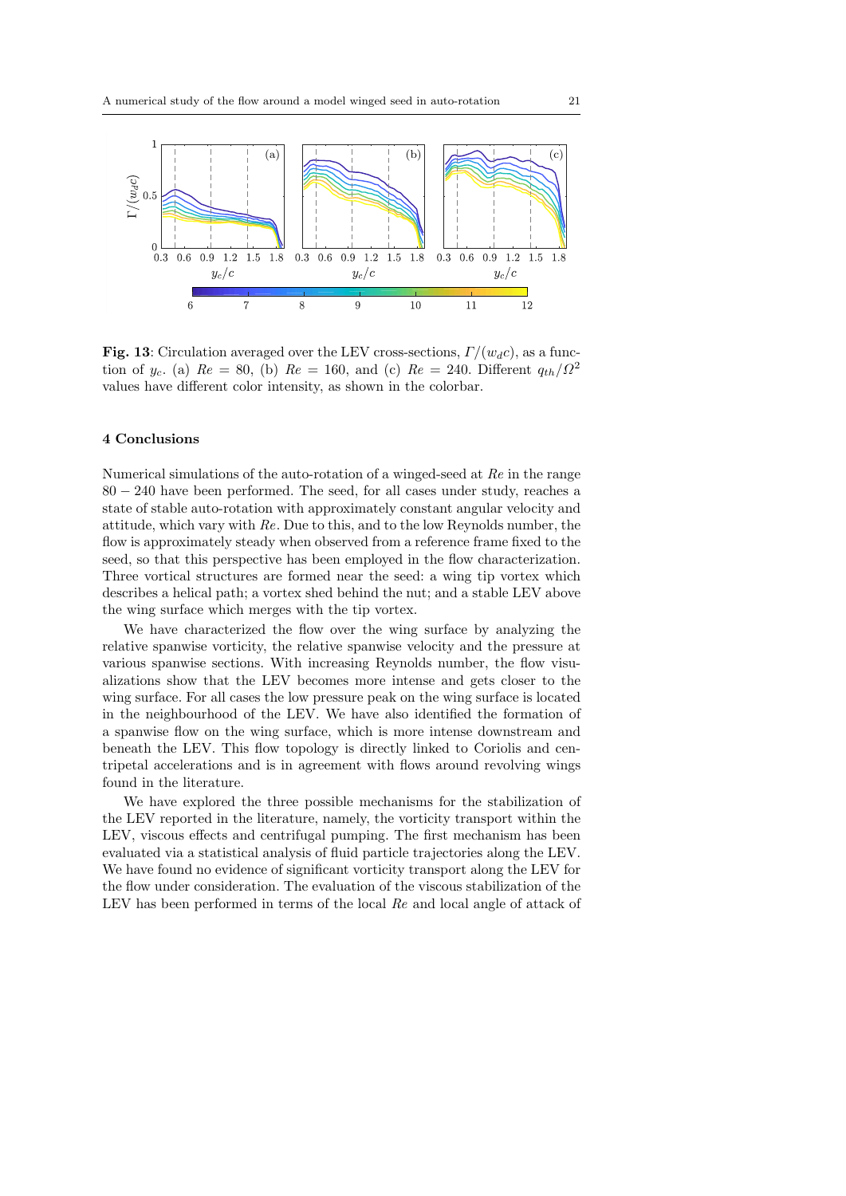**Fig. 13**: Circulation averaged over the LEV cross-sections, $\Gamma/(w_d c)$, as a function of $y_c$. (a) $Re = 80$, (b) $Re = 160$, and (c) $Re = 240$. Different $q_{th}/\Omega^2$ values have different color intensity, as shown in the colorbar.

## 4 Conclusions

Numerical simulations of the auto-rotation of a winged-seed at $Re$ in the range $80 - 240$ have been performed. The seed, for all cases under study, reaches a state of stable auto-rotation with approximately constant angular velocity and attitude, which vary with $Re$. Due to this, and to the low Reynolds number, the flow is approximately steady when observed from a reference frame fixed to the seed, so that this perspective has been employed in the flow characterization. Three vortical structures are formed near the seed: a wing tip vortex which describes a helical path; a vortex shed behind the nut; and a stable LEV above the wing surface which merges with the tip vortex.

We have characterized the flow over the wing surface by analyzing the relative spanwise vorticity, the relative spanwise velocity and the pressure at various spanwise sections. With increasing Reynolds number, the flow visualizations show that the LEV becomes more intense and gets closer to the wing surface. For all cases the low pressure peak on the wing surface is located in the neighbourhood of the LEV. We have also identified the formation of a spanwise flow on the wing surface, which is more intense downstream and beneath the LEV. This flow topology is directly linked to Coriolis and centripetal accelerations and is in agreement with flows around revolving wings found in the literature.

We have explored the three possible mechanisms for the stabilization of the LEV reported in the literature, namely, the vorticity transport within the LEV, viscous effects and centrifugal pumping. The first mechanism has been evaluated via a statistical analysis of fluid particle trajectories along the LEV. We have found no evidence of significant vorticity transport along the LEV for the flow under consideration. The evaluation of the viscous stabilization of the LEV has been performed in terms of the local $Re$ and local angle of attack of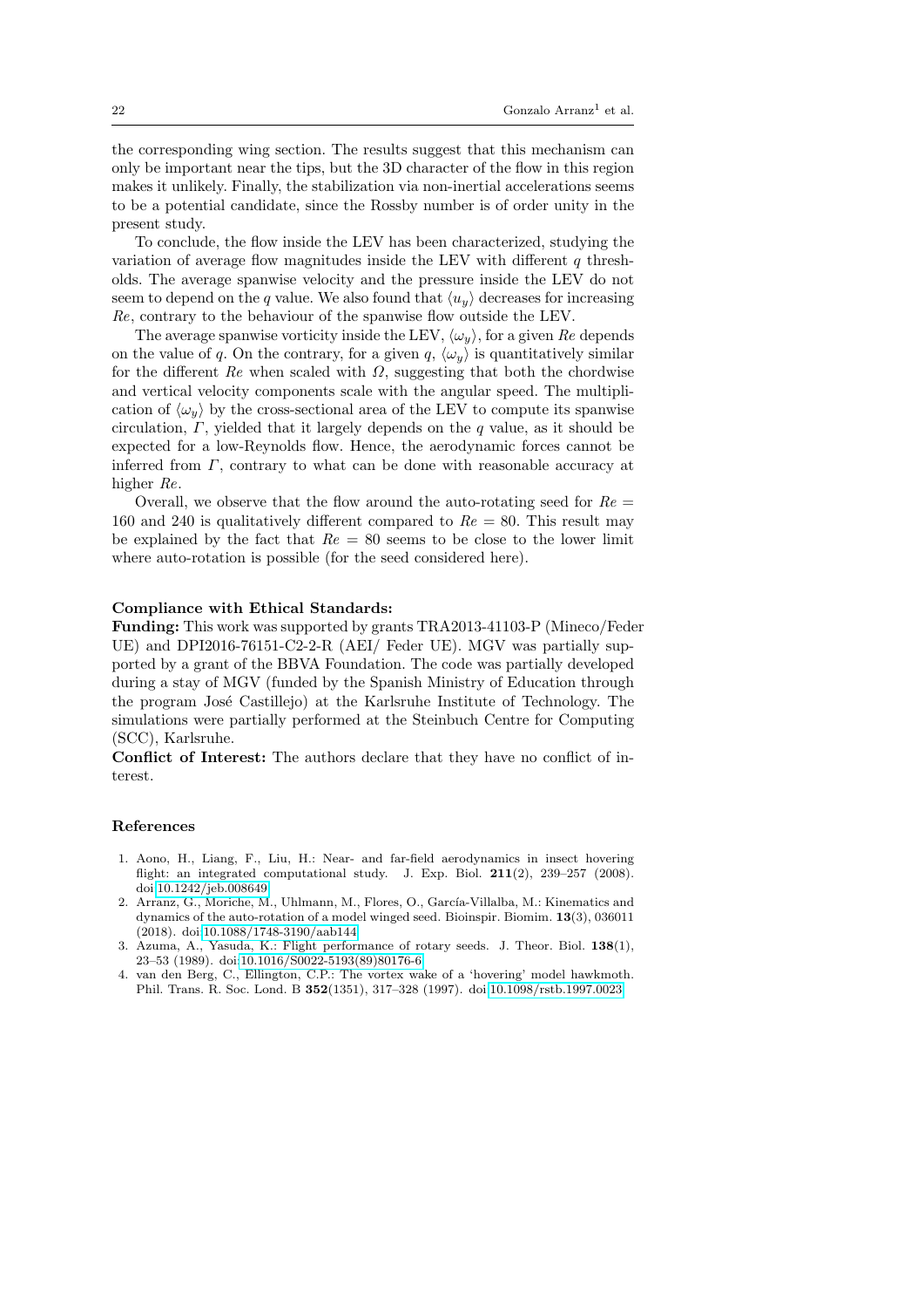the corresponding wing section. The results suggest that this mechanism can only be important near the tips, but the 3D character of the flow in this region makes it unlikely. Finally, the stabilization via non-inertial accelerations seems to be a potential candidate, since the Rossby number is of order unity in the present study.

To conclude, the flow inside the LEV has been characterized, studying the variation of average flow magnitudes inside the LEV with different $q$ thresholds. The average spanwise velocity and the pressure inside the LEV do not seem to depend on the $q$ value. We also found that $\langle u_y \rangle$ decreases for increasing $Re$, contrary to the behaviour of the spanwise flow outside the LEV.

The average spanwise vorticity inside the LEV, $\langle \omega_y \rangle$, for a given $Re$ depends on the value of $q$. On the contrary, for a given $q$, $\langle \omega_y \rangle$ is quantitatively similar for the different $Re$ when scaled with $\Omega$, suggesting that both the chordwise and vertical velocity components scale with the angular speed. The multiplication of $\langle \omega_y \rangle$ by the cross-sectional area of the LEV to compute its spanwise circulation, $\Gamma$, yielded that it largely depends on the $q$ value, as it should be expected for a low-Reynolds flow. Hence, the aerodynamic forces cannot be inferred from $\Gamma$, contrary to what can be done with reasonable accuracy at higher $Re$.

Overall, we observe that the flow around the auto-rotating seed for $Re = 160$ and 240 is qualitatively different compared to $Re = 80$. This result may be explained by the fact that $Re = 80$ seems to be close to the lower limit where auto-rotation is possible (for the seed considered here).

**Compliance with Ethical Standards:**
**Funding:** This work was supported by grants TRA2013-41103-P (Mineco/Feder UE) and DPI2016-76151-C2-2-R (AEI/ Feder UE). MGV was partially supported by a grant of the BBVA Foundation. The code was partially developed during a stay of MGV (funded by the Spanish Ministry of Education through the program José Castillejo) at the Karlsruhe Institute of Technology. The simulations were partially performed at the Steinbuch Centre for Computing (SCC), Karlsruhe.
**Conflict of Interest:** The authors declare that they have no conflict of interest.

## References

1. Aono, H., Liang, F., Liu, H.: Near- and far-field aerodynamics in insect hovering flight: an integrated computational study. J. Exp. Biol. **211**(2), 239–257 (2008). doi:10.1242/jeb.008649
2. Arranz, G., Moriche, M., Uhlmann, M., Flores, O., García-Villalba, M.: Kinematics and dynamics of the auto-rotation of a model winged seed. Bioinspir. Biomim. **13**(3), 036011 (2018). doi:10.1088/1748-3190/aab144
3. Azuma, A., Yasuda, K.: Flight performance of rotary seeds. J. Theor. Biol. **138**(1), 23–53 (1989). doi:10.1016/S0022-5193(89)80176-6
4. van den Berg, C., Ellington, C.P.: The vortex wake of a 'hovering' model hawkmoth. Phil. Trans. R. Soc. Lond. B **352**(1351), 317–328 (1997). doi:10.1098/rstb.1997.0023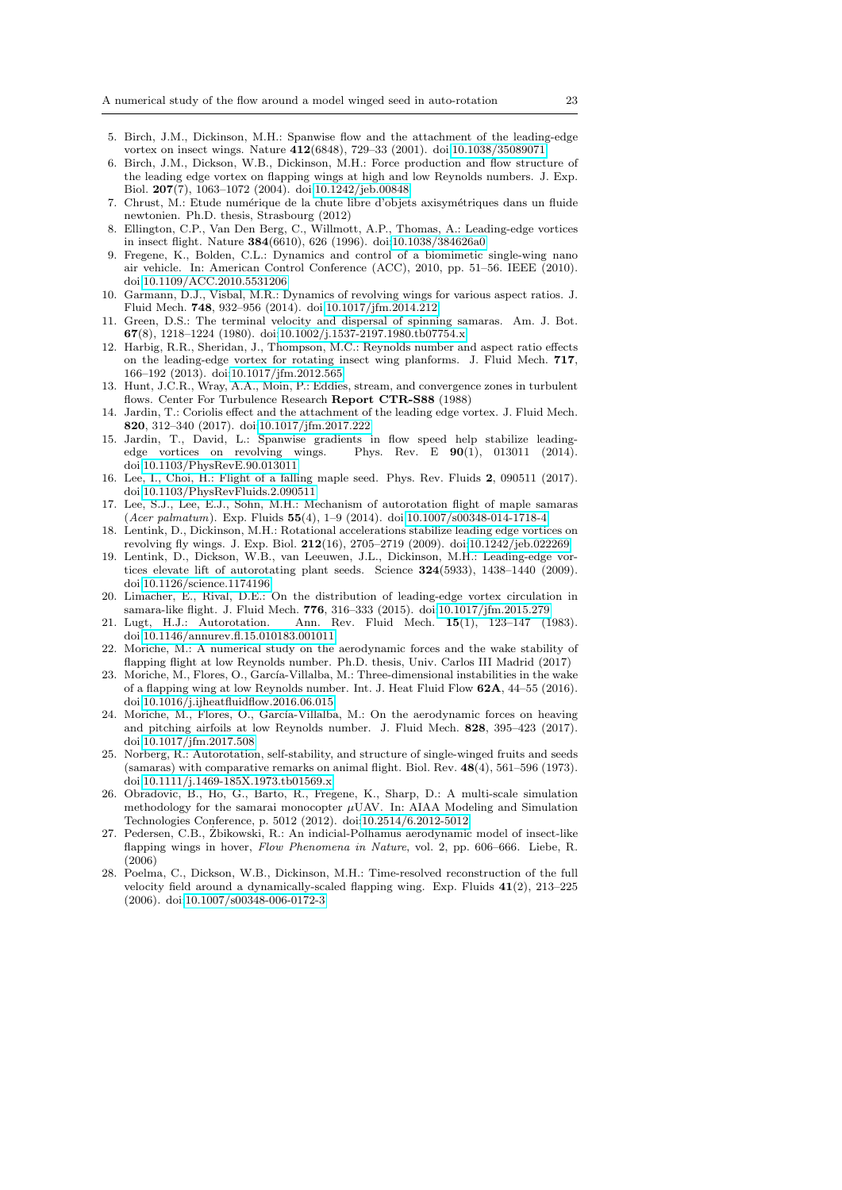5. Birch, J.M., Dickinson, M.H.: Spanwise flow and the attachment of the leading-edge vortex on insect wings. Nature **412**(6848), 729–33 (2001). doi:10.1038/35089071
6. Birch, J.M., Dickson, W.B., Dickinson, M.H.: Force production and flow structure of the leading edge vortex on flapping wings at high and low Reynolds numbers. J. Exp. Biol. **207**(7), 1063–1072 (2004). doi:10.1242/jeb.00848
7. Chrust, M.: Etude numérique de la chute libre d'objets axisymétriques dans un fluide newtonien. Ph.D. thesis, Strasbourg (2012)
8. Ellington, C.P., Van Den Berg, C., Willmott, A.P., Thomas, A.: Leading-edge vortices in insect flight. Nature **384**(6610), 626 (1996). doi:10.1038/384626a0
9. Fregene, K., Bolden, C.L.: Dynamics and control of a biomimetic single-wing nano air vehicle. In: American Control Conference (ACC), 2010, pp. 51–56. IEEE (2010). doi:10.1109/ACC.2010.5531206
10. Garmann, D.J., Visbal, M.R.: Dynamics of revolving wings for various aspect ratios. J. Fluid Mech. **748**, 932–956 (2014). doi:10.1017/jfm.2014.212
11. Green, D.S.: The terminal velocity and dispersal of spinning samaras. Am. J. Bot. **67**(8), 1218–1224 (1980). doi:10.1002/j.1537-2197.1980.tb07754.x
12. Harbig, R.R., Sheridan, J., Thompson, M.C.: Reynolds number and aspect ratio effects on the leading-edge vortex for rotating insect wing planforms. J. Fluid Mech. **717**, 166–192 (2013). doi:10.1017/jfm.2012.565
13. Hunt, J.C.R., Wray, A.A., Moin, P.: Eddies, stream, and convergence zones in turbulent flows. Center For Turbulence Research **Report CTR-S88** (1988)
14. Jardin, T.: Coriolis effect and the attachment of the leading edge vortex. J. Fluid Mech. **820**, 312–340 (2017). doi:10.1017/jfm.2017.222
15. Jardin, T., David, L.: Spanwise gradients in flow speed help stabilize leading-edge vortices on revolving wings. Phys. Rev. E **90**(1), 013011 (2014). doi:10.1103/PhysRevE.90.013011
16. Lee, I., Choi, H.: Flight of a falling maple seed. Phys. Rev. Fluids **2**, 090511 (2017). doi:10.1103/PhysRevFluids.2.090511
17. Lee, S.J., Lee, E.J., Sohn, M.H.: Mechanism of autorotation flight of maple samaras (*Acer palmatum*). Exp. Fluids **55**(4), 1–9 (2014). doi:10.1007/s00348-014-1718-4
18. Lentink, D., Dickinson, M.H.: Rotational accelerations stabilize leading edge vortices on revolving fly wings. J. Exp. Biol. **212**(16), 2705–2719 (2009). doi:10.1242/jeb.022269
19. Lentink, D., Dickson, W.B., van Leeuwen, J.L., Dickinson, M.H.: Leading-edge vortices elevate lift of autorotating plant seeds. Science **324**(5933), 1438–1440 (2009). doi:10.1126/science.1174196
20. Limacher, E., Rival, D.E.: On the distribution of leading-edge vortex circulation in samara-like flight. J. Fluid Mech. **776**, 316–333 (2015). doi:10.1017/jfm.2015.279
21. Lugt, H.J.: Autorotation. Ann. Rev. Fluid Mech. **15**(1), 123–147 (1983). doi:10.1146/annurev.fl.15.010183.001011
22. Moriche, M.: A numerical study on the aerodynamic forces and the wake stability of flapping flight at low Reynolds number. Ph.D. thesis, Univ. Carlos III Madrid (2017)
23. Moriche, M., Flores, O., García-Villalba, M.: Three-dimensional instabilities in the wake of a flapping wing at low Reynolds number. Int. J. Heat Fluid Flow **62A**, 44–55 (2016). doi:10.1016/j.ijheatfluidflow.2016.06.015
24. Moriche, M., Flores, O., García-Villalba, M.: On the aerodynamic forces on heaving and pitching airfoils at low Reynolds number. J. Fluid Mech. **828**, 395–423 (2017). doi:10.1017/jfm.2017.508
25. Norberg, R.: Autorotation, self-stability, and structure of single-winged fruits and seeds (samaras) with comparative remarks on animal flight. Biol. Rev. **48**(4), 561–596 (1973). doi:10.1111/j.1469-185X.1973.tb01569.x
26. Obradovic, B., Ho, G., Barto, R., Fregene, K., Sharp, D.: A multi-scale simulation methodology for the samarai monocopter $\mu$UAV. In: AIAA Modeling and Simulation Technologies Conference, p. 5012 (2012). doi:10.2514/6.2012-5012
27. Pedersen, C.B., Żbikowski, R.: An indicial-Polhamus aerodynamic model of insect-like flapping wings in hover, *Flow Phenomena in Nature*, vol. 2, pp. 606–666. Liebe, R. (2006)
28. Poelma, C., Dickson, W.B., Dickinson, M.H.: Time-resolved reconstruction of the full velocity field around a dynamically-scaled flapping wing. Exp. Fluids **41**(2), 213–225 (2006). doi:10.1007/s00348-006-0172-3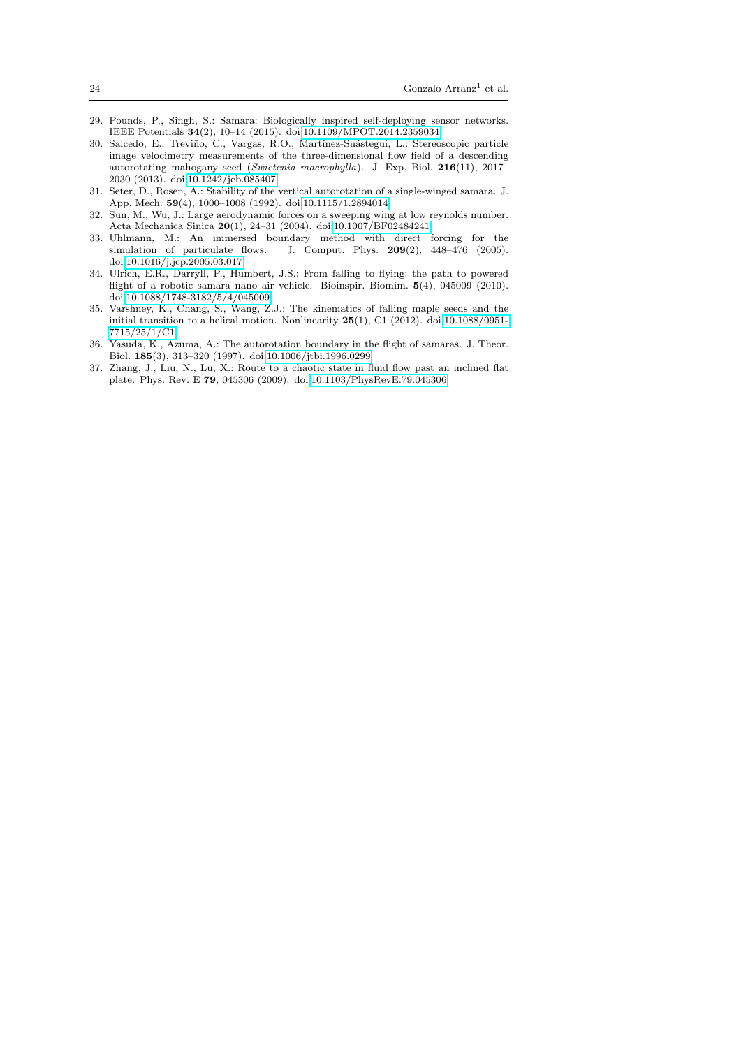29. Pounds, P., Singh, S.: Samara: Biologically inspired self-deploying sensor networks. IEEE Potentials **34**(2), 10–14 (2015). doi 10.1109/MPOT.2014.2359034
30. Salcedo, E., Treviño, C., Vargas, R.O., Martínez-Suástegui, L.: Stereoscopic particle image velocimetry measurements of the three-dimensional flow field of a descending autorotating mahogany seed (*Swietenia macrophylla*). J. Exp. Biol. **216**(11), 2017–2030 (2013). doi 10.1242/jeb.085407
31. Seter, D., Rosen, A.: Stability of the vertical autorotation of a single-winged samara. J. App. Mech. **59**(4), 1000–1008 (1992). doi 10.1115/1.2894014
32. Sun, M., Wu, J.: Large aerodynamic forces on a sweeping wing at low reynolds number. Acta Mechanica Sinica **20**(1), 24–31 (2004). doi 10.1007/BF02484241
33. Uhlmann, M.: An immersed boundary method with direct forcing for the simulation of particulate flows. J. Comput. Phys. **209**(2), 448–476 (2005). doi 10.1016/j.jcp.2005.03.017
34. Ulrich, E.R., Darryll, P., Humbert, J.S.: From falling to flying: the path to powered flight of a robotic samara nano air vehicle. Bioinspir. Biomim. **5**(4), 045009 (2010). doi 10.1088/1748-3182/5/4/045009
35. Varshney, K., Chang, S., Wang, Z.J.: The kinematics of falling maple seeds and the initial transition to a helical motion. Nonlinearity **25**(1), C1 (2012). doi 10.1088/0951-7715/25/1/C1
36. Yasuda, K., Azuma, A.: The autorotation boundary in the flight of samaras. J. Theor. Biol. **185**(3), 313–320 (1997). doi 10.1006/jtbi.1996.0299
37. Zhang, J., Liu, N., Lu, X.: Route to a chaotic state in fluid flow past an inclined flat plate. Phys. Rev. E **79**, 045306 (2009). doi 10.1103/PhysRevE.79.045306